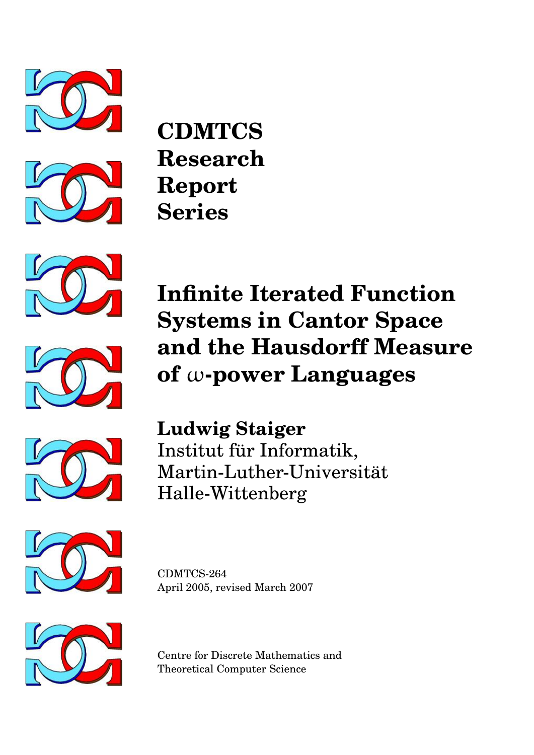**CDMTCS**
**Research**
**Report**
**Series**

# Infinite Iterated Function Systems in Cantor Space and the Hausdorff Measure of $\omega$-power Languages

**Ludwig Staiger**
Institut für Informatik,
Martin-Luther-Universität
Halle-Wittenberg

CDMTCS-264
April 2005, revised March 2007

Centre for Discrete Mathematics and
Theoretical Computer Science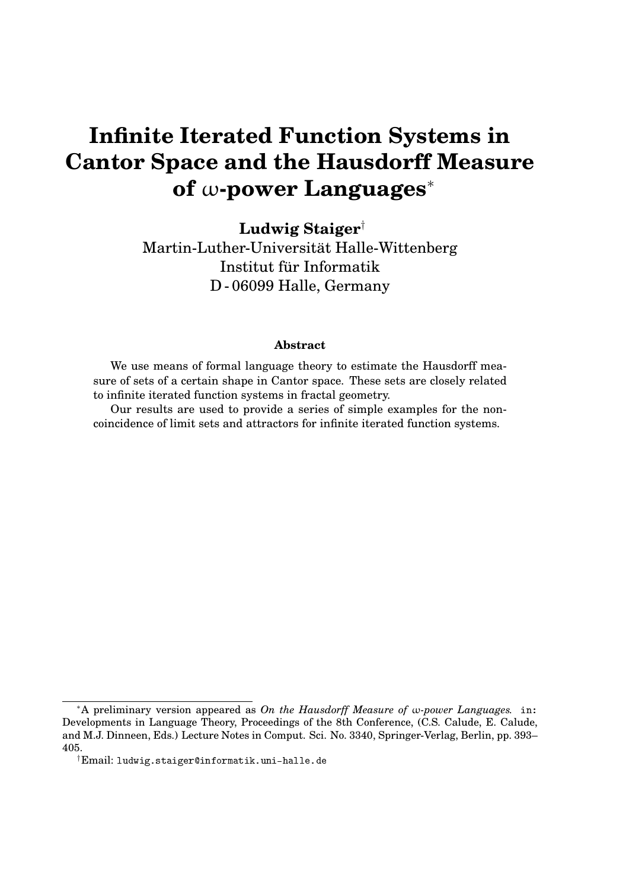# Infinite Iterated Function Systems in Cantor Space and the Hausdorff Measure of $\omega$-power Languages*

**Ludwig Staiger**†
Martin-Luther-Universität Halle-Wittenberg
Institut für Informatik
D - 06099 Halle, Germany

#### Abstract

We use means of formal language theory to estimate the Hausdorff measure of sets of a certain shape in Cantor space. These sets are closely related to infinite iterated function systems in fractal geometry.

Our results are used to provide a series of simple examples for the non-coincidence of limit sets and attractors for infinite iterated function systems.

---

*A preliminary version appeared as *On the Hausdorff Measure of $\omega$-power Languages.* in: Developments in Language Theory, Proceedings of the 8th Conference, (C.S. Calude, E. Calude, and M.J. Dinneen, Eds.) Lecture Notes in Comput. Sci. No. 3340, Springer-Verlag, Berlin, pp. 393–405.

†Email: `ludwig.staiger@informatik.uni-halle.de`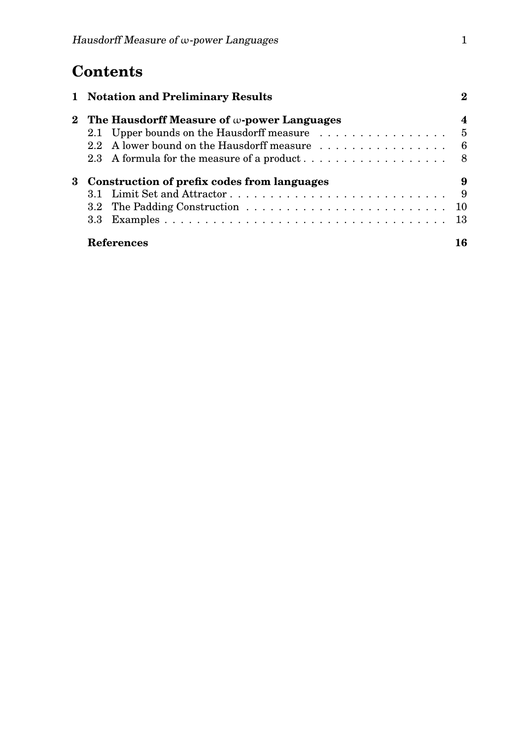# Contents

**1 Notation and Preliminary Results** **2**

**2 The Hausdorff Measure of $\omega$-power Languages** **4**

- 2.1 Upper bounds on the Hausdorff measure . . . . . . . . . . . . . . . . 5
- 2.2 A lower bound on the Hausdorff measure . . . . . . . . . . . . . . . . 6
- 2.3 A formula for the measure of a product . . . . . . . . . . . . . . . . . . 8

**3 Construction of prefix codes from languages** **9**

- 3.1 Limit Set and Attractor . . . . . . . . . . . . . . . . . . . . . . . . . . . 9
- 3.2 The Padding Construction . . . . . . . . . . . . . . . . . . . . . . . . . 10
- 3.3 Examples . . . . . . . . . . . . . . . . . . . . . . . . . . . . . . . . . . . 13

**References** **16**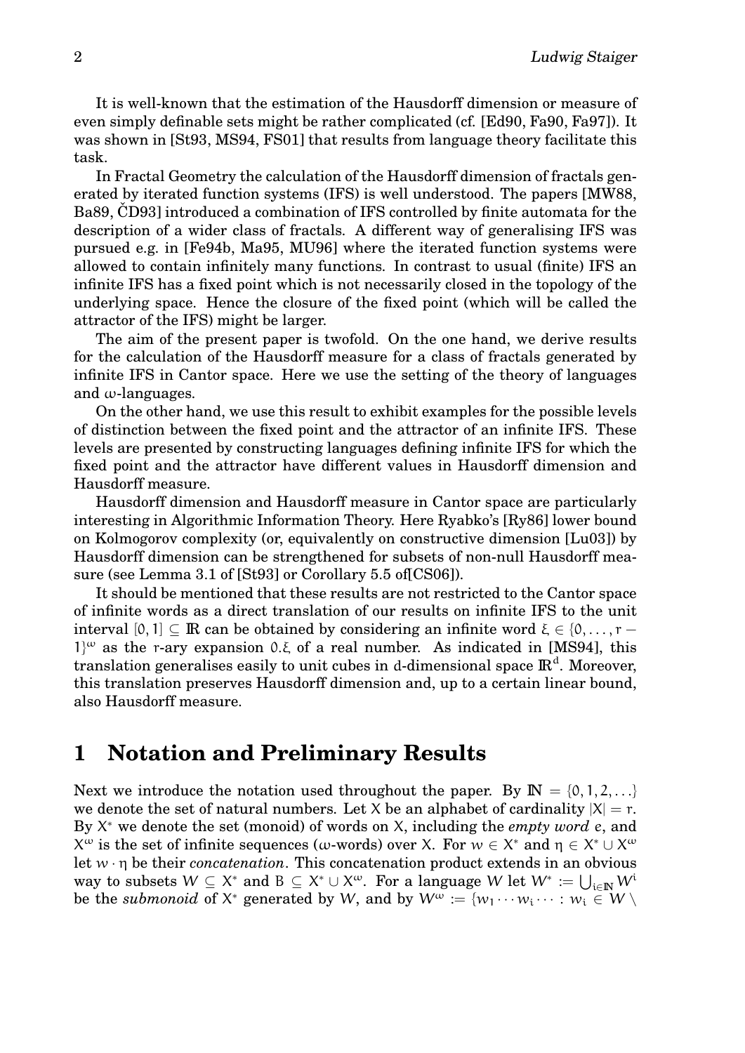It is well-known that the estimation of the Hausdorff dimension or measure of even simply definable sets might be rather complicated (cf. [Ed90, Fa90, Fa97]). It was shown in [St93, MS94, FS01] that results from language theory facilitate this task.

In Fractal Geometry the calculation of the Hausdorff dimension of fractals generated by iterated function systems (IFS) is well understood. The papers [MW88, Ba89, ČD93] introduced a combination of IFS controlled by finite automata for the description of a wider class of fractals. A different way of generalising IFS was pursued e.g. in [Fe94b, Ma95, MU96] where the iterated function systems were allowed to contain infinitely many functions. In contrast to usual (finite) IFS an infinite IFS has a fixed point which is not necessarily closed in the topology of the underlying space. Hence the closure of the fixed point (which will be called the attractor of the IFS) might be larger.

The aim of the present paper is twofold. On the one hand, we derive results for the calculation of the Hausdorff measure for a class of fractals generated by infinite IFS in Cantor space. Here we use the setting of the theory of languages and $\omega$-languages.

On the other hand, we use this result to exhibit examples for the possible levels of distinction between the fixed point and the attractor of an infinite IFS. These levels are presented by constructing languages defining infinite IFS for which the fixed point and the attractor have different values in Hausdorff dimension and Hausdorff measure.

Hausdorff dimension and Hausdorff measure in Cantor space are particularly interesting in Algorithmic Information Theory. Here Ryabko's [Ry86] lower bound on Kolmogorov complexity (or, equivalently on constructive dimension [Lu03]) by Hausdorff dimension can be strengthened for subsets of non-null Hausdorff measure (see Lemma 3.1 of [St93] or Corollary 5.5 of[CS06]).

It should be mentioned that these results are not restricted to the Cantor space of infinite words as a direct translation of our results on infinite IFS to the unit interval $[0, 1] \subseteq \mathbb{R}$ can be obtained by considering an infinite word $\xi \in \{0, \dots, r - 1\}^\omega$ as the $r$-ary expansion $0.\xi$ of a real number. As indicated in [MS94], this translation generalises easily to unit cubes in $d$-dimensional space $\mathbb{R}^d$. Moreover, this translation preserves Hausdorff dimension and, up to a certain linear bound, also Hausdorff measure.

## 1 Notation and Preliminary Results

Next we introduce the notation used throughout the paper. By $\mathbb{N} = \{0, 1, 2, \dots\}$ we denote the set of natural numbers. Let $X$ be an alphabet of cardinality $|X| = r$. By $X^*$ we denote the set (monoid) of words on $X$, including the *empty word* $e$, and $X^\omega$ is the set of infinite sequences ($\omega$-words) over $X$. For $w \in X^*$ and $\eta \in X^* \cup X^\omega$ let $w \cdot \eta$ be their *concatenation*. This concatenation product extends in an obvious way to subsets $W \subseteq X^*$ and $B \subseteq X^* \cup X^\omega$. For a language $W$ let $W^* := \bigcup_{i \in \mathbb{N}} W^i$ be the *submonoid* of $X^*$ generated by $W$, and by $W^\omega := \{w_1 \cdots w_i \cdots : w_i \in W \setminus$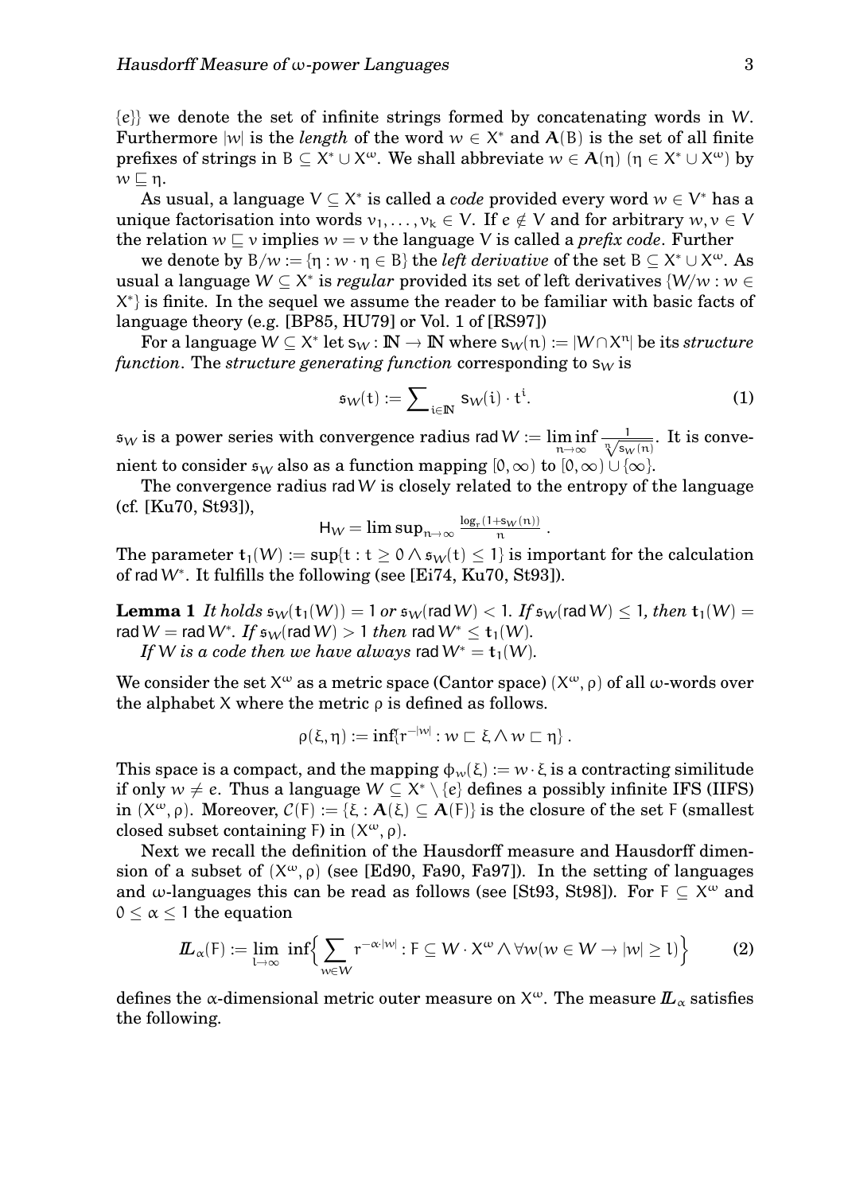$\{e\}$ we denote the set of infinite strings formed by concatenating words in $W$. Furthermore $|w|$ is the *length* of the word $w \in X^*$ and $\mathbf{A}(B)$ is the set of all finite prefixes of strings in $B \subseteq X^* \cup X^\omega$. We shall abbreviate $w \in \mathbf{A}(\eta)$ ($\eta \in X^* \cup X^\omega$) by $w \sqsubseteq \eta$.

As usual, a language $V \subseteq X^*$ is called a *code* provided every word $w \in V^*$ has a unique factorisation into words $v_1, \ldots, v_k \in V$. If $e \notin V$ and for arbitrary $w, v \in V$ the relation $w \sqsubseteq v$ implies $w = v$ the language $V$ is called a *prefix code*. Further

we denote by $B/w := \{\eta : w \cdot \eta \in B\}$ the *left derivative* of the set $B \subseteq X^* \cup X^\omega$. As usual a language $W \subseteq X^*$ is *regular* provided its set of left derivatives $\{W/w : w \in X^*\}$ is finite. In the sequel we assume the reader to be familiar with basic facts of language theory (e.g. [BP85, HU79] or Vol. 1 of [RS97])

For a language $W \subseteq X^*$ let $s_W : \mathbb{N} \to \mathbb{N}$ where $s_W(n) := |W \cap X^n|$ be its *structure function*. The *structure generating function* corresponding to $s_W$ is

$$\mathfrak{s}_W(t) := \sum_{i \in \mathbb{N}} s_W(i) \cdot t^i. \tag{1}$$

$\mathfrak{s}_W$ is a power series with convergence radius $\operatorname{rad} W := \liminf_{n \to \infty} \frac{1}{\sqrt[n]{s_W(n)}}$. It is convenient to consider $\mathfrak{s}_W$ also as a function mapping $[0, \infty)$ to $[0, \infty) \cup \{\infty\}$.

The convergence radius $\operatorname{rad} W$ is closely related to the entropy of the language (cf. [Ku70, St93]),

$$H_W = \limsup_{n \to \infty} \frac{\log_r(1 + s_W(n))}{n}.$$

The parameter $\mathbf{t}_1(W) := \sup\{t : t \geq 0 \wedge \mathfrak{s}_W(t) \leq 1\}$ is important for the calculation of $\operatorname{rad} W^*$. It fulfills the following (see [Ei74, Ku70, St93]).

**Lemma 1** *It holds* $\mathfrak{s}_W(\mathbf{t}_1(W)) = 1$ *or* $\mathfrak{s}_W(\operatorname{rad} W) < 1$. *If* $\mathfrak{s}_W(\operatorname{rad} W) \leq 1$, *then* $\mathbf{t}_1(W) = \operatorname{rad} W = \operatorname{rad} W^*$. *If* $\mathfrak{s}_W(\operatorname{rad} W) > 1$ *then* $\operatorname{rad} W^* \leq \mathbf{t}_1(W)$.

*If $W$ is a code then we have always* $\operatorname{rad} W^* = \mathbf{t}_1(W)$.

We consider the set $X^\omega$ as a metric space (Cantor space) $(X^\omega, \rho)$ of all $\omega$-words over the alphabet $X$ where the metric $\rho$ is defined as follows.

$$\rho(\xi, \eta) := \inf\{r^{-|w|} : w \sqsubset \xi \wedge w \sqsubset \eta\}.$$

This space is a compact, and the mapping $\phi_w(\xi) := w \cdot \xi$ is a contracting similitude if only $w \neq e$. Thus a language $W \subseteq X^* \setminus \{e\}$ defines a possibly infinite IFS (IIFS) in $(X^\omega, \rho)$. Moreover, $\mathcal{C}(F) := \{\xi : \mathbf{A}(\xi) \subseteq \mathbf{A}(F)\}$ is the closure of the set $F$ (smallest closed subset containing $F$) in $(X^\omega, \rho)$.

Next we recall the definition of the Hausdorff measure and Hausdorff dimension of a subset of $(X^\omega, \rho)$ (see [Ed90, Fa90, Fa97]). In the setting of languages and $\omega$-languages this can be read as follows (see [St93, St98]). For $F \subseteq X^\omega$ and $0 \leq \alpha \leq 1$ the equation

$$\mathbb{L}_\alpha(F) := \lim_{l \to \infty} \inf\Big\{ \sum_{w \in W} r^{-\alpha \cdot |w|} : F \subseteq W \cdot X^\omega \wedge \forall w (w \in W \to |w| \geq l) \Big\} \tag{2}$$

defines the $\alpha$-dimensional metric outer measure on $X^\omega$. The measure $\mathbb{L}_\alpha$ satisfies the following.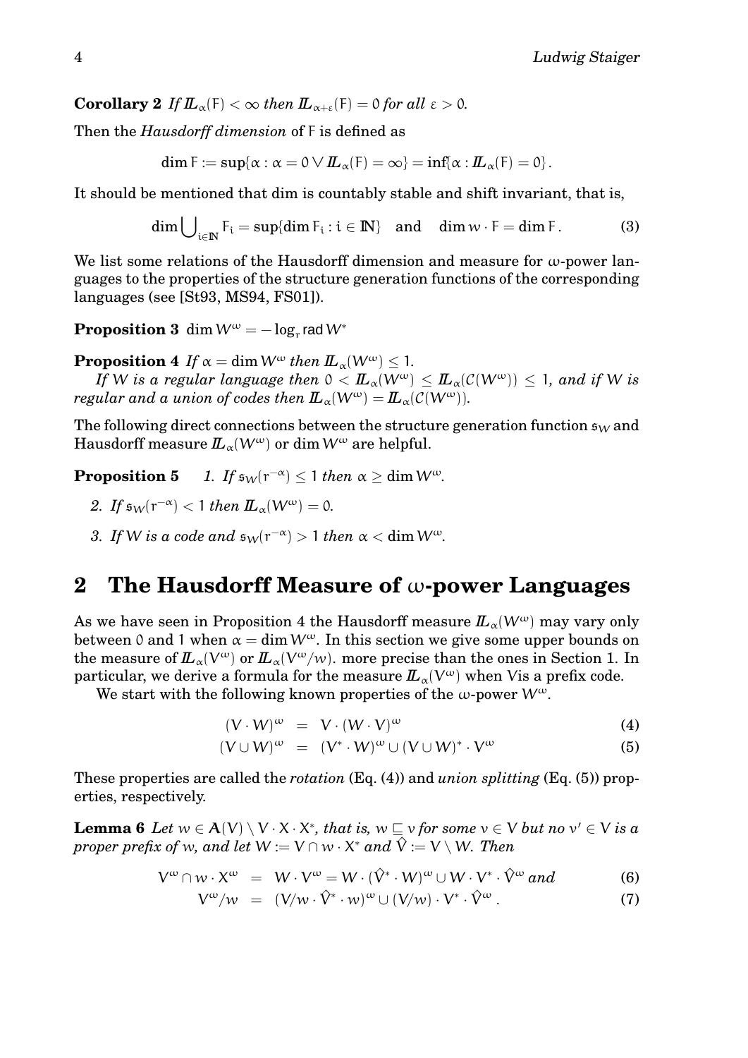**Corollary 2** *If $\mathbb{L}_\alpha(F) < \infty$ then $\mathbb{L}_{\alpha+\varepsilon}(F) = 0$ for all $\varepsilon > 0$.*

Then the *Hausdorff dimension* of $F$ is defined as

$$\dim F := \sup\{\alpha : \alpha = 0 \vee \mathbb{L}_\alpha(F) = \infty\} = \inf\{\alpha : \mathbb{L}_\alpha(F) = 0\}.$$

It should be mentioned that dim is countably stable and shift invariant, that is,

$$\dim \bigcup\nolimits_{i\in\mathbb{N}} F_i = \sup\{\dim F_i : i \in \mathbb{N}\} \quad \text{and} \quad \dim w \cdot F = \dim F. \tag{3}$$

We list some relations of the Hausdorff dimension and measure for $\omega$-power languages to the properties of the structure generation functions of the corresponding languages (see [St93, MS94, FS01]).

**Proposition 3** $\dim W^\omega = -\log_r \operatorname{rad} W^*$

**Proposition 4** *If $\alpha = \dim W^\omega$ then $\mathbb{L}_\alpha(W^\omega) \leq 1$.*
*If $W$ is a regular language then $0 < \mathbb{L}_\alpha(W^\omega) \leq \mathbb{L}_\alpha(\mathcal{C}(W^\omega)) \leq 1$, and if $W$ is regular and a union of codes then $\mathbb{L}_\alpha(W^\omega) = \mathbb{L}_\alpha(\mathcal{C}(W^\omega))$.*

The following direct connections between the structure generation function $\mathfrak{s}_W$ and Hausdorff measure $\mathbb{L}_\alpha(W^\omega)$ or $\dim W^\omega$ are helpful.

**Proposition 5**
1. *If $\mathfrak{s}_W(r^{-\alpha}) \leq 1$ then $\alpha \geq \dim W^\omega$.*
2. *If $\mathfrak{s}_W(r^{-\alpha}) < 1$ then $\mathbb{L}_\alpha(W^\omega) = 0$.*
3. *If $W$ is a code and $\mathfrak{s}_W(r^{-\alpha}) > 1$ then $\alpha < \dim W^\omega$.*

## 2 The Hausdorff Measure of $\omega$-power Languages

As we have seen in Proposition 4 the Hausdorff measure $\mathbb{L}_\alpha(W^\omega)$ may vary only between 0 and 1 when $\alpha = \dim W^\omega$. In this section we give some upper bounds on the measure of $\mathbb{L}_\alpha(V^\omega)$ or $\mathbb{L}_\alpha(V^\omega/w)$. more precise than the ones in Section 1. In particular, we derive a formula for the measure $\mathbb{L}_\alpha(V^\omega)$ when Vis a prefix code.

We start with the following known properties of the $\omega$-power $W^\omega$.

$$(V \cdot W)^\omega = V \cdot (W \cdot V)^\omega \tag{4}$$

$$(V \cup W)^\omega = (V^* \cdot W)^\omega \cup (V \cup W)^* \cdot V^\omega \tag{5}$$

These properties are called the *rotation* (Eq. (4)) and *union splitting* (Eq. (5)) properties, respectively.

**Lemma 6** *Let $w \in \mathbf{A}(V) \setminus V \cdot X \cdot X^*$, that is, $w \sqsubseteq v$ for some $v \in V$ but no $v' \in V$ is a proper prefix of $w$, and let $W := V \cap w \cdot X^*$ and $\hat{V} := V \setminus W$. Then*

$$V^\omega \cap w \cdot X^\omega = W \cdot V^\omega = W \cdot (\hat{V}^* \cdot W)^\omega \cup W \cdot V^* \cdot \hat{V}^\omega \text{ and} \tag{6}$$

$$V^\omega/w = (V/w \cdot \hat{V}^* \cdot w)^\omega \cup (V/w) \cdot V^* \cdot \hat{V}^\omega. \tag{7}$$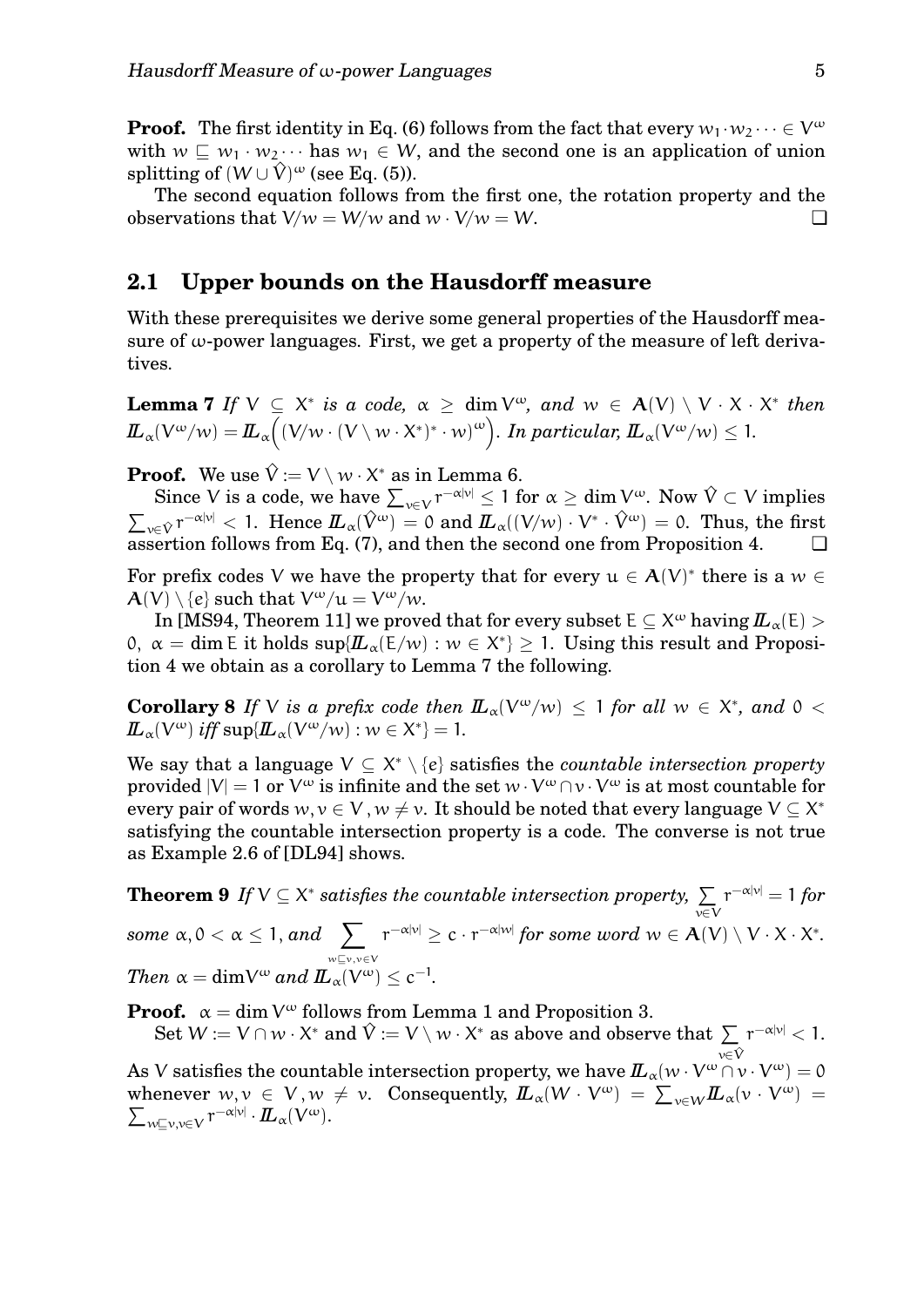**Proof.** The first identity in Eq. (6) follows from the fact that every $w_1 \cdot w_2 \cdots \in V^\omega$ with $w \sqsubseteq w_1 \cdot w_2 \cdots$ has $w_1 \in W$, and the second one is an application of union splitting of $(W \cup \hat{V})^\omega$ (see Eq. (5)).

The second equation follows from the first one, the rotation property and the observations that $V/w = W/w$ and $w \cdot V/w = W$. ❑

## 2.1 Upper bounds on the Hausdorff measure

With these prerequisites we derive some general properties of the Hausdorff measure of ω-power languages. First, we get a property of the measure of left derivatives.

**Lemma 7** *If $V \subseteq X^*$ is a code, $\alpha \geq \dim V^\omega$, and $w \in \mathbf{A}(V) \setminus V \cdot X \cdot X^*$ then $\mathbb{L}_\alpha(V^\omega/w) = \mathbb{L}_\alpha\Big((V/w \cdot (V \setminus w \cdot X^*)^* \cdot w)^\omega\Big)$. In particular, $\mathbb{L}_\alpha(V^\omega/w) \leq 1$.*

**Proof.** We use $\hat{V} := V \setminus w \cdot X^*$ as in Lemma 6.

Since V is a code, we have $\sum_{v \in V} r^{-\alpha|v|} \leq 1$ for $\alpha \geq \dim V^\omega$. Now $\hat{V} \subset V$ implies $\sum_{v \in \hat{V}} r^{-\alpha|v|} < 1$. Hence $\mathbb{L}_\alpha(\hat{V}^\omega) = 0$ and $\mathbb{L}_\alpha((V/w) \cdot V^* \cdot \hat{V}^\omega) = 0$. Thus, the first assertion follows from Eq. (7), and then the second one from Proposition 4. ❑

For prefix codes V we have the property that for every $u \in \mathbf{A}(V)^*$ there is a $w \in \mathbf{A}(V) \setminus \{e\}$ such that $V^\omega/u = V^\omega/w$.

In [MS94, Theorem 11] we proved that for every subset $E \subseteq X^\omega$ having $\mathbb{L}_\alpha(E) > 0$, $\alpha = \dim E$ it holds $\sup\{\mathbb{L}_\alpha(E/w) : w \in X^*\} \geq 1$. Using this result and Proposition 4 we obtain as a corollary to Lemma 7 the following.

**Corollary 8** *If V is a prefix code then $\mathbb{L}_\alpha(V^\omega/w) \leq 1$ for all $w \in X^*$, and $0 < \mathbb{L}_\alpha(V^\omega)$ iff $\sup\{\mathbb{L}_\alpha(V^\omega/w) : w \in X^*\} = 1$.*

We say that a language $V \subseteq X^* \setminus \{e\}$ satisfies the *countable intersection property* provided $|V| = 1$ or $V^\omega$ is infinite and the set $w \cdot V^\omega \cap v \cdot V^\omega$ is at most countable for every pair of words $w, v \in V, w \neq v$. It should be noted that every language $V \subseteq X^*$ satisfying the countable intersection property is a code. The converse is not true as Example 2.6 of [DL94] shows.

**Theorem 9** *If $V \subseteq X^*$ satisfies the countable intersection property, $\sum_{v \in V} r^{-\alpha|v|} = 1$ for some $\alpha, 0 < \alpha \leq 1$, and $\sum_{w \sqsubseteq v, v \in V} r^{-\alpha|v|} \geq c \cdot r^{-\alpha|w|}$ for some word $w \in \mathbf{A}(V) \setminus V \cdot X \cdot X^*$. Then $\alpha = \dim V^\omega$ and $\mathbb{L}_\alpha(V^\omega) \leq c^{-1}$.*

**Proof.** $\alpha = \dim V^\omega$ follows from Lemma 1 and Proposition 3.

Set $W := V \cap w \cdot X^*$ and $\hat{V} := V \setminus w \cdot X^*$ as above and observe that $\sum_{v \in \hat{V}} r^{-\alpha|v|} < 1$. As V satisfies the countable intersection property, we have $\mathbb{L}_\alpha(w \cdot V^\omega \cap v \cdot V^\omega) = 0$ whenever $w, v \in V, w \neq v$. Consequently, $\mathbb{L}_\alpha(W \cdot V^\omega) = \sum_{v \in W} \mathbb{L}_\alpha(v \cdot V^\omega) = \sum_{w \sqsubseteq v, v \in V} r^{-\alpha|v|} \cdot \mathbb{L}_\alpha(V^\omega)$.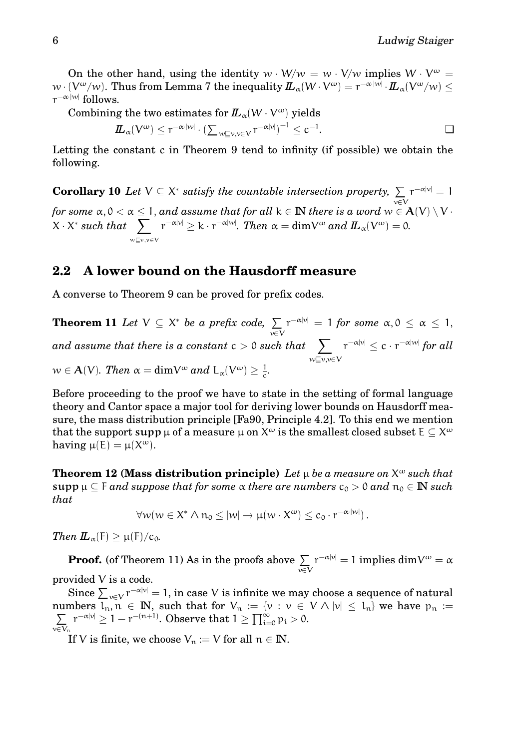On the other hand, using the identity $w \cdot W/w = w \cdot V/w$ implies $W \cdot V^\omega = w \cdot (V^\omega/w)$. Thus from Lemma 7 the inequality $\mathbb{L}_\alpha(W \cdot V^\omega) = r^{-\alpha \cdot |w|} \cdot \mathbb{L}_\alpha(V^\omega/w) \leq r^{-\alpha \cdot |w|}$ follows.

Combining the two estimates for $\mathbb{L}_\alpha(W \cdot V^\omega)$ yields

$$\mathbb{L}_\alpha(V^\omega) \leq r^{-\alpha \cdot |w|} \cdot \left(\sum_{w \sqsubseteq v, v \in V} r^{-\alpha|v|}\right)^{-1} \leq c^{-1}. \qquad \square$$

Letting the constant $c$ in Theorem 9 tend to infinity (if possible) we obtain the following.

**Corollary 10** *Let $V \subseteq X^*$ satisfy the countable intersection property, $\sum_{v \in V} r^{-\alpha|v|} = 1$ for some $\alpha, 0 < \alpha \leq 1$, and assume that for all $k \in \mathbb{N}$ there is a word $w \in \mathbf{A}(V) \setminus V \cdot X \cdot X^*$ such that $\sum_{w \sqsubseteq v, v \in V} r^{-\alpha|v|} \geq k \cdot r^{-\alpha|w|}$. Then $\alpha = \dim V^\omega$ and $\mathbb{L}_\alpha(V^\omega) = 0$.*

## 2.2 A lower bound on the Hausdorff measure

A converse to Theorem 9 can be proved for prefix codes.

**Theorem 11** *Let $V \subseteq X^*$ be a prefix code, $\sum_{v \in V} r^{-\alpha|v|} = 1$ for some $\alpha, 0 \leq \alpha \leq 1$, and assume that there is a constant $c > 0$ such that $\sum_{w \sqsubseteq v, v \in V} r^{-\alpha|v|} \leq c \cdot r^{-\alpha|w|}$ for all $w \in \mathbf{A}(V)$. Then $\alpha = \dim V^\omega$ and $L_\alpha(V^\omega) \geq \frac{1}{c}$.*

Before proceeding to the proof we have to state in the setting of formal language theory and Cantor space a major tool for deriving lower bounds on Hausdorff measure, the mass distribution principle [Fa90, Principle 4.2]. To this end we mention that the support $\mathbf{supp}\,\mu$ of a measure $\mu$ on $X^\omega$ is the smallest closed subset $E \subseteq X^\omega$ having $\mu(E) = \mu(X^\omega)$.

**Theorem 12 (Mass distribution principle)** *Let $\mu$ be a measure on $X^\omega$ such that $\mathbf{supp}\,\mu \subseteq F$ and suppose that for some $\alpha$ there are numbers $c_0 > 0$ and $n_0 \in \mathbb{N}$ such that*

$$\forall w (w \in X^* \wedge n_0 \leq |w| \rightarrow \mu(w \cdot X^\omega) \leq c_0 \cdot r^{-\alpha \cdot |w|}).$$

*Then $\mathbb{L}_\alpha(F) \geq \mu(F)/c_0$.*

**Proof.** (of Theorem 11) As in the proofs above $\sum_{v \in V} r^{-\alpha|v|} = 1$ implies $\dim V^\omega = \alpha$ provided $V$ is a code.

Since $\sum_{v \in V} r^{-\alpha|v|} = 1$, in case $V$ is infinite we may choose a sequence of natural numbers $l_n, n \in \mathbb{N}$, such that for $V_n := \{v : v \in V \wedge |v| \leq l_n\}$ we have $p_n := \sum_{v \in V_n} r^{-\alpha|v|} \geq 1 - r^{-(n+1)}$. Observe that $1 \geq \prod_{i=0}^{\infty} p_i > 0$.

If $V$ is finite, we choose $V_n := V$ for all $n \in \mathbb{N}$.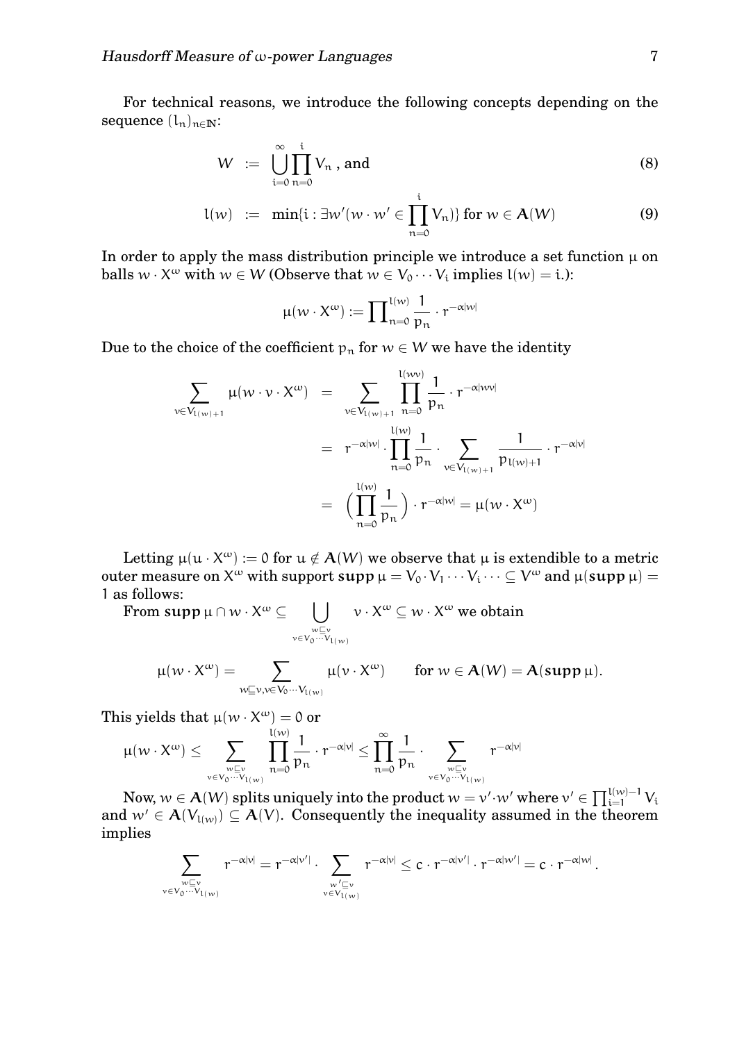For technical reasons, we introduce the following concepts depending on the sequence $(l_n)_{n\in\mathbb{N}}$:

$$W \;:=\; \bigcup_{i=0}^{\infty}\prod_{n=0}^{i} V_n \text{ , and} \tag{8}$$

$$l(w) \;:=\; \min\{i : \exists w'(w\cdot w' \in \prod_{n=0}^{i} V_n)\} \text{ for } w \in \mathbf{A}(W) \tag{9}$$

In order to apply the mass distribution principle we introduce a set function $\mu$ on balls $w\cdot X^{\omega}$ with $w \in W$ (Observe that $w \in V_0 \cdots V_i$ implies $l(w) = i$.):

$$\mu(w\cdot X^{\omega}) := \prod\nolimits_{n=0}^{l(w)} \frac{1}{p_n}\cdot r^{-\alpha|w|}$$

Due to the choice of the coefficient $p_n$ for $w \in W$ we have the identity

$$\begin{aligned}
\sum_{v\in V_{l(w)+1}} \mu(w\cdot v\cdot X^{\omega}) &= \sum_{v\in V_{l(w)+1}} \prod_{n=0}^{l(wv)} \frac{1}{p_n}\cdot r^{-\alpha|wv|} \\
&= r^{-\alpha|w|}\cdot \prod_{n=0}^{l(w)}\frac{1}{p_n}\cdot \sum_{v\in V_{l(w)+1}} \frac{1}{p_{l(w)+1}}\cdot r^{-\alpha|v|} \\
&= \Big(\prod_{n=0}^{l(w)}\frac{1}{p_n}\Big)\cdot r^{-\alpha|w|} = \mu(w\cdot X^{\omega})
\end{aligned}$$

Letting $\mu(u\cdot X^{\omega}) := 0$ for $u \notin \mathbf{A}(W)$ we observe that $\mu$ is extendible to a metric outer measure on $X^{\omega}$ with support $\mathbf{supp}\,\mu = V_0\cdot V_1\cdots V_i\cdots \subseteq V^{\omega}$ and $\mu(\mathbf{supp}\,\mu) = 1$ as follows:

From $\mathbf{supp}\,\mu \cap w\cdot X^{\omega} \subseteq \bigcup_{\substack{w\sqsubseteq v \\ v\in V_0\cdots V_{l(w)}}} v\cdot X^{\omega} \subseteq w\cdot X^{\omega}$ we obtain

$$\mu(w\cdot X^{\omega}) = \sum_{w\sqsubseteq v,\, v\in V_0\cdots V_{l(w)}} \mu(v\cdot X^{\omega}) \qquad \text{for } w \in \mathbf{A}(W) = \mathbf{A}(\mathbf{supp}\,\mu).$$

This yields that $\mu(w\cdot X^{\omega}) = 0$ or

$$\mu(w\cdot X^{\omega}) \le \sum_{\substack{w\sqsubseteq v \\ v\in V_0\cdots V_{l(w)}}} \prod_{n=0}^{l(w)}\frac{1}{p_n}\cdot r^{-\alpha|v|} \le \prod_{n=0}^{\infty}\frac{1}{p_n}\cdot \sum_{\substack{w\sqsubseteq v \\ v\in V_0\cdots V_{l(w)}}} r^{-\alpha|v|}$$

Now, $w \in \mathbf{A}(W)$ splits uniquely into the product $w = v'\cdot w'$ where $v' \in \prod_{i=1}^{l(w)-1} V_i$ and $w' \in \mathbf{A}(V_{l(w)}) \subseteq \mathbf{A}(V)$. Consequently the inequality assumed in the theorem implies

$$\sum_{\substack{w\sqsubseteq v \\ v\in V_0\cdots V_{l(w)}}} r^{-\alpha|v|} = r^{-\alpha|v'|}\cdot \sum_{\substack{w'\sqsubseteq v \\ v\in V_{l(w)}}} r^{-\alpha|v|} \le c\cdot r^{-\alpha|v'|}\cdot r^{-\alpha|w'|} = c\cdot r^{-\alpha|w|}\,.$$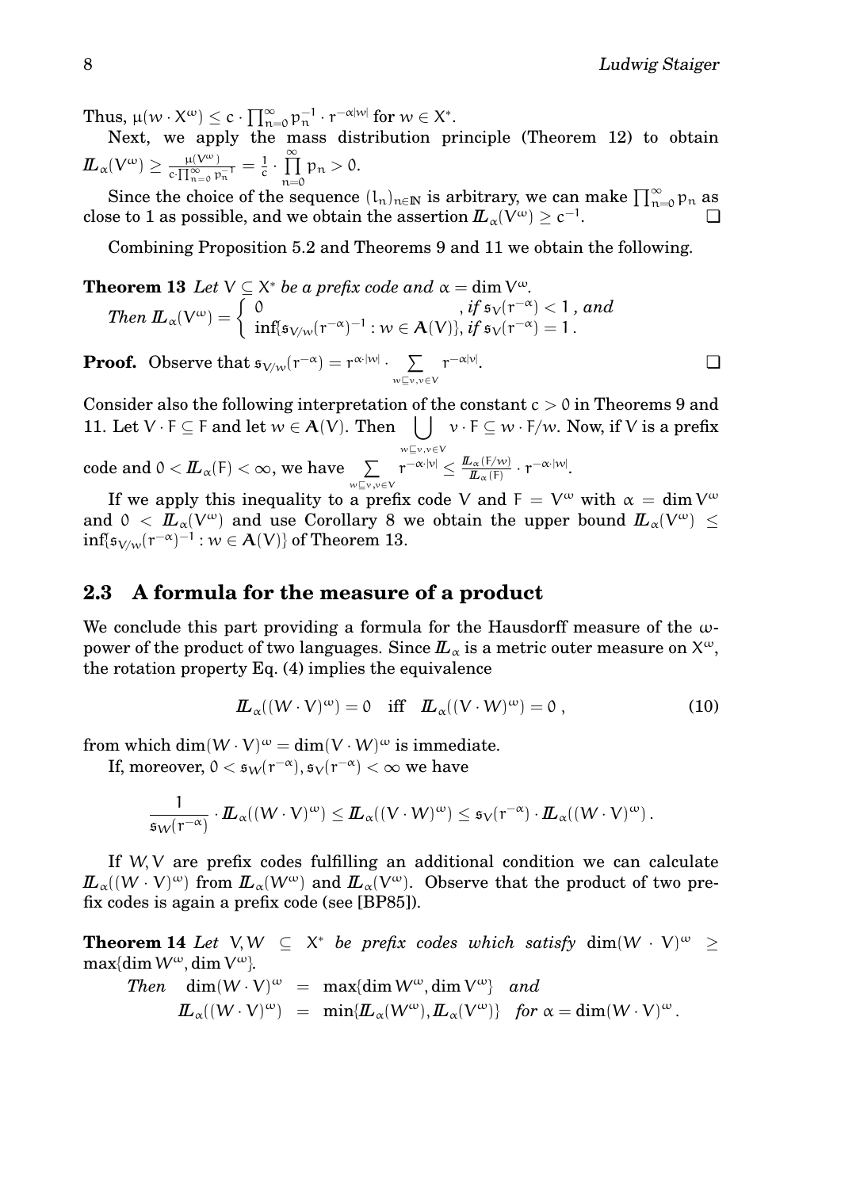Thus, $\mu(w \cdot X^\omega) \leq c \cdot \prod_{n=0}^{\infty} p_n^{-1} \cdot r^{-\alpha|w|}$ for $w \in X^*$.

Next, we apply the mass distribution principle (Theorem 12) to obtain $I\!L_\alpha(V^\omega) \geq \frac{\mu(V^\omega)}{c \cdot \prod_{n=0}^{\infty} p_n^{-1}} = \frac{1}{c} \cdot \prod_{n=0}^{\infty} p_n > 0$.

Since the choice of the sequence $(l_n)_{n \in \mathbb{N}}$ is arbitrary, we can make $\prod_{n=0}^{\infty} p_n$ as close to 1 as possible, and we obtain the assertion $I\!L_\alpha(V^\omega) \geq c^{-1}$. ❑

Combining Proposition 5.2 and Theorems 9 and 11 we obtain the following.

**Theorem 13** *Let $V \subseteq X^*$ be a prefix code and $\alpha = \dim V^\omega$.*

*Then* $I\!L_\alpha(V^\omega) = \begin{cases} 0 & \text{, if } \mathfrak{s}_V(r^{-\alpha}) < 1 \text{ , and} \\ \inf\{\mathfrak{s}_{V/w}(r^{-\alpha})^{-1} : w \in \mathbf{A}(V)\}, & \text{if } \mathfrak{s}_V(r^{-\alpha}) = 1 \,. \end{cases}$

**Proof.** Observe that $\mathfrak{s}_{V/w}(r^{-\alpha}) = r^{\alpha \cdot |w|} \cdot \sum_{w \sqsubseteq v, v \in V} r^{-\alpha|v|}$. ❑

Consider also the following interpretation of the constant $c > 0$ in Theorems 9 and 11. Let $V \cdot F \subseteq F$ and let $w \in \mathbf{A}(V)$. Then $\bigcup_{w \sqsubseteq v, v \in V} v \cdot F \subseteq w \cdot F/w$. Now, if $V$ is a prefix code and $0 < I\!L_\alpha(F) < \infty$, we have $\sum_{w \sqsubseteq v, v \in V} r^{-\alpha \cdot |v|} \leq \frac{I\!L_\alpha(F/w)}{I\!L_\alpha(F)} \cdot r^{-\alpha \cdot |w|}$.

If we apply this inequality to a prefix code $V$ and $F = V^\omega$ with $\alpha = \dim V^\omega$ and $0 < I\!L_\alpha(V^\omega)$ and use Corollary 8 we obtain the upper bound $I\!L_\alpha(V^\omega) \leq \inf\{\mathfrak{s}_{V/w}(r^{-\alpha})^{-1} : w \in \mathbf{A}(V)\}$ of Theorem 13.

## 2.3 A formula for the measure of a product

We conclude this part providing a formula for the Hausdorff measure of the $\omega$-power of the product of two languages. Since $I\!L_\alpha$ is a metric outer measure on $X^\omega$, the rotation property Eq. (4) implies the equivalence

$$I\!L_\alpha((W \cdot V)^\omega) = 0 \quad \text{iff} \quad I\!L_\alpha((V \cdot W)^\omega) = 0 \,, \tag{10}$$

from which $\dim(W \cdot V)^\omega = \dim(V \cdot W)^\omega$ is immediate.

If, moreover, $0 < \mathfrak{s}_W(r^{-\alpha}), \mathfrak{s}_V(r^{-\alpha}) < \infty$ we have

$$\frac{1}{\mathfrak{s}_W(r^{-\alpha})} \cdot I\!L_\alpha((W \cdot V)^\omega) \leq I\!L_\alpha((V \cdot W)^\omega) \leq \mathfrak{s}_V(r^{-\alpha}) \cdot I\!L_\alpha((W \cdot V)^\omega) \,.$$

If $W, V$ are prefix codes fulfilling an additional condition we can calculate $I\!L_\alpha((W \cdot V)^\omega)$ from $I\!L_\alpha(W^\omega)$ and $I\!L_\alpha(V^\omega)$. Observe that the product of two prefix codes is again a prefix code (see [BP85]).

**Theorem 14** *Let $V, W \subseteq X^*$ be prefix codes which satisfy $\dim(W \cdot V)^\omega \geq \max\{\dim W^\omega, \dim V^\omega\}$.*

*Then*
$$\begin{aligned} \dim(W \cdot V)^\omega &= \max\{\dim W^\omega, \dim V^\omega\} \quad \text{and} \\ I\!L_\alpha((W \cdot V)^\omega) &= \min\{I\!L_\alpha(W^\omega), I\!L_\alpha(V^\omega)\} \quad \text{for } \alpha = \dim(W \cdot V)^\omega \,. \end{aligned}$$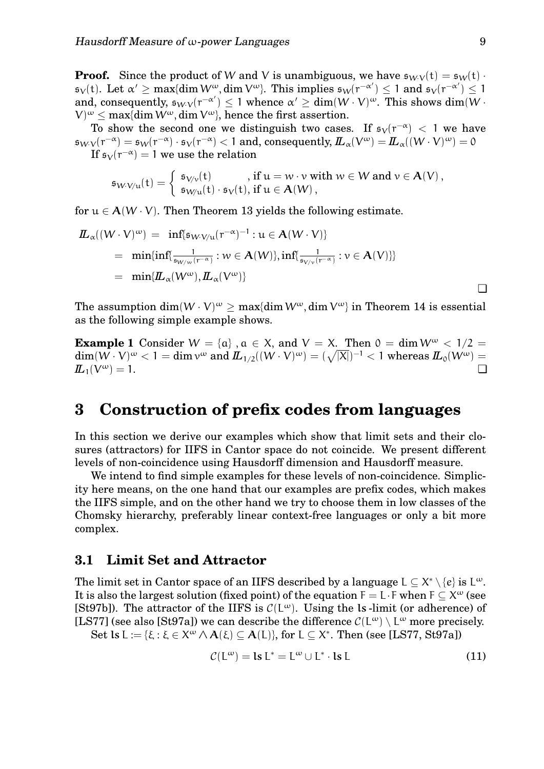**Proof.** Since the product of $W$ and $V$ is unambiguous, we have $\mathfrak{s}_{W\cdot V}(t) = \mathfrak{s}_W(t)\cdot \mathfrak{s}_V(t)$. Let $\alpha' \geq \max\{\dim W^\omega, \dim V^\omega\}$. This implies $\mathfrak{s}_W(r^{-\alpha'}) \leq 1$ and $\mathfrak{s}_V(r^{-\alpha'}) \leq 1$ and, consequently, $\mathfrak{s}_{W\cdot V}(r^{-\alpha'}) \leq 1$ whence $\alpha' \geq \dim(W\cdot V)^\omega$. This shows $\dim(W\cdot V)^\omega \leq \max\{\dim W^\omega, \dim V^\omega\}$, hence the first assertion.

To show the second one we distinguish two cases. If $\mathfrak{s}_V(r^{-\alpha}) < 1$ we have $\mathfrak{s}_{W\cdot V}(r^{-\alpha}) = \mathfrak{s}_W(r^{-\alpha})\cdot \mathfrak{s}_V(r^{-\alpha}) < 1$ and, consequently, $I\!\!L_\alpha(V^\omega) = I\!\!L_\alpha((W\cdot V)^\omega) = 0$

If $\mathfrak{s}_V(r^{-\alpha}) = 1$ we use the relation

$$\mathfrak{s}_{W\cdot V/u}(t) = \begin{cases} \mathfrak{s}_{V/v}(t) & \text{, if } u = w\cdot v \text{ with } w\in W \text{ and } v \in \mathbf{A}(V)\,, \\ \mathfrak{s}_{W/u}(t)\cdot \mathfrak{s}_V(t), & \text{if } u \in \mathbf{A}(W)\,, \end{cases}$$

for $u \in \mathbf{A}(W\cdot V)$. Then Theorem 13 yields the following estimate.

$$\begin{aligned} I\!\!L_\alpha((W\cdot V)^\omega) &= \inf\{\mathfrak{s}_{W\cdot V/u}(r^{-\alpha})^{-1} : u \in \mathbf{A}(W\cdot V)\} \\ &= \min\{\inf\{\tfrac{1}{\mathfrak{s}_{W/w}(r^{-\alpha})} : w \in \mathbf{A}(W)\}, \inf\{\tfrac{1}{\mathfrak{s}_{V/v}(r^{-\alpha})} : v \in \mathbf{A}(V)\}\} \\ &= \min\{I\!\!L_\alpha(W^\omega), I\!\!L_\alpha(V^\omega)\} \end{aligned}$$

❑

The assumption $\dim(W\cdot V)^\omega \geq \max\{\dim W^\omega, \dim V^\omega\}$ in Theorem 14 is essential as the following simple example shows.

**Example 1** Consider $W = \{a\}$ , $a \in X$, and $V = X$. Then $0 = \dim W^\omega < 1/2 = \dim(W\cdot V)^\omega < 1 = \dim v^\omega$ and $I\!\!L_{1/2}((W\cdot V)^\omega) = (\sqrt{|X|})^{-1} < 1$ whereas $I\!\!L_0(W^\omega) = I\!\!L_1(V^\omega) = 1$. ❑

# 3 Construction of prefix codes from languages

In this section we derive our examples which show that limit sets and their closures (attractors) for IIFS in Cantor space do not coincide. We present different levels of non-coincidence using Hausdorff dimension and Hausdorff measure.

We intend to find simple examples for these levels of non-coincidence. Simplicity here means, on the one hand that our examples are prefix codes, which makes the IIFS simple, and on the other hand we try to choose them in low classes of the Chomsky hierarchy, preferably linear context-free languages or only a bit more complex.

## 3.1 Limit Set and Attractor

The limit set in Cantor space of an IIFS described by a language $L \subseteq X^* \setminus \{e\}$ is $L^\omega$. It is also the largest solution (fixed point) of the equation $F = L\cdot F$ when $F \subseteq X^\omega$ (see [St97b]). The attractor of the IIFS is $\mathcal{C}(L^\omega)$. Using the $\mathbf{ls}$-limit (or adherence) of [LS77] (see also [St97a]) we can describe the difference $\mathcal{C}(L^\omega)\setminus L^\omega$ more precisely.

Set $\mathbf{ls}\, L := \{\xi : \xi \in X^\omega \wedge \mathbf{A}(\xi) \subseteq \mathbf{A}(L)\}$, for $L \subseteq X^*$. Then (see [LS77, St97a])

$$\mathcal{C}(L^\omega) = \mathbf{ls}\, L^* = L^\omega \cup L^*\cdot \mathbf{ls}\, L \tag{11}$$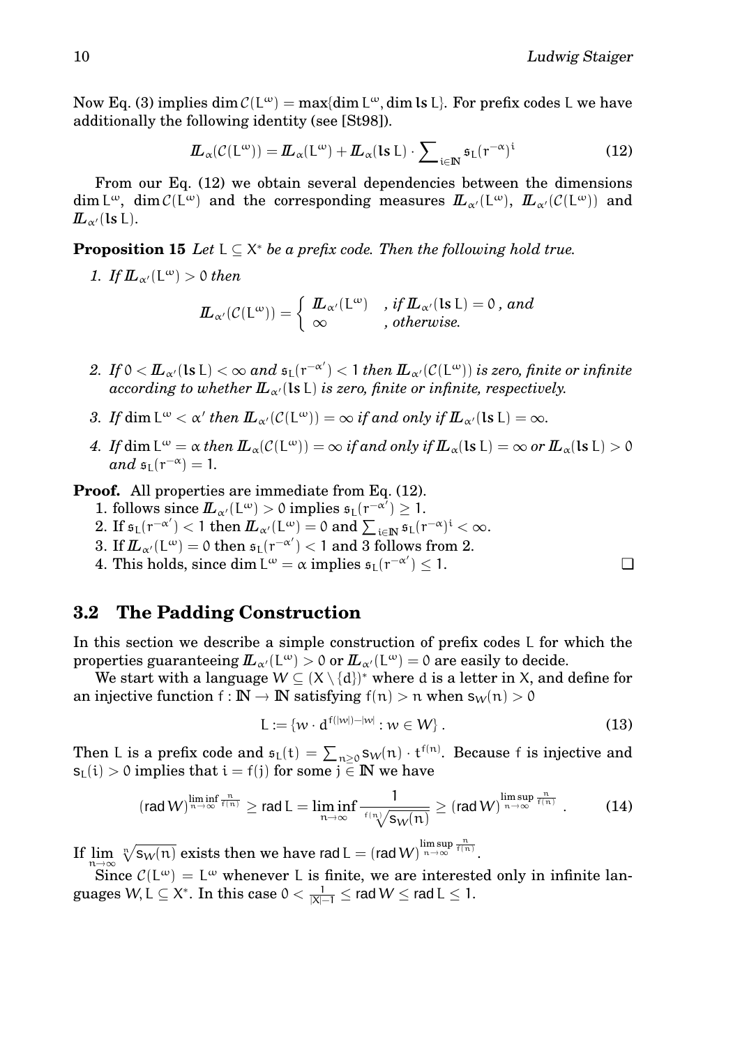Now Eq. (3) implies $\dim \mathcal{C}(L^\omega) = \max\{\dim L^\omega, \dim \mathbf{ls}\, L\}$. For prefix codes $L$ we have additionally the following identity (see [St98]).

$$\mathbb{L}_\alpha(\mathcal{C}(L^\omega)) = \mathbb{L}_\alpha(L^\omega) + \mathbb{L}_\alpha(\mathbf{ls}\, L) \cdot \sum\nolimits_{i\in\mathbb{N}} \mathfrak{s}_L(r^{-\alpha})^i \tag{12}$$

From our Eq. (12) we obtain several dependencies between the dimensions $\dim L^\omega$, $\dim \mathcal{C}(L^\omega)$ and the corresponding measures $\mathbb{L}_{\alpha'}(L^\omega)$, $\mathbb{L}_{\alpha'}(\mathcal{C}(L^\omega))$ and $\mathbb{L}_{\alpha'}(\mathbf{ls}\, L)$.

**Proposition 15** *Let $L \subseteq X^*$ be a prefix code. Then the following hold true.*

1. *If $\mathbb{L}_{\alpha'}(L^\omega) > 0$ then*
$$\mathbb{L}_{\alpha'}(\mathcal{C}(L^\omega)) = \begin{cases} \mathbb{L}_{\alpha'}(L^\omega) & \text{, if } \mathbb{L}_{\alpha'}(\mathbf{ls}\, L) = 0 \text{, and} \\ \infty & \text{, otherwise.} \end{cases}$$
2. *If $0 < \mathbb{L}_{\alpha'}(\mathbf{ls}\, L) < \infty$ and $\mathfrak{s}_L(r^{-\alpha'}) < 1$ then $\mathbb{L}_{\alpha'}(\mathcal{C}(L^\omega))$ is zero, finite or infinite according to whether $\mathbb{L}_{\alpha'}(\mathbf{ls}\, L)$ is zero, finite or infinite, respectively.*
3. *If $\dim L^\omega < \alpha'$ then $\mathbb{L}_{\alpha'}(\mathcal{C}(L^\omega)) = \infty$ if and only if $\mathbb{L}_{\alpha'}(\mathbf{ls}\, L) = \infty$.*
4. *If $\dim L^\omega = \alpha$ then $\mathbb{L}_\alpha(\mathcal{C}(L^\omega)) = \infty$ if and only if $\mathbb{L}_\alpha(\mathbf{ls}\, L) = \infty$ or $\mathbb{L}_\alpha(\mathbf{ls}\, L) > 0$ and $\mathfrak{s}_L(r^{-\alpha}) = 1$.*

**Proof.** All properties are immediate from Eq. (12).

1. follows since $\mathbb{L}_{\alpha'}(L^\omega) > 0$ implies $\mathfrak{s}_L(r^{-\alpha'}) \geq 1$.
2. If $\mathfrak{s}_L(r^{-\alpha'}) < 1$ then $\mathbb{L}_{\alpha'}(L^\omega) = 0$ and $\sum_{i\in\mathbb{N}} \mathfrak{s}_L(r^{-\alpha})^i < \infty$.
3. If $\mathbb{L}_{\alpha'}(L^\omega) = 0$ then $\mathfrak{s}_L(r^{-\alpha'}) < 1$ and 3 follows from 2.
4. This holds, since $\dim L^\omega = \alpha$ implies $\mathfrak{s}_L(r^{-\alpha'}) \leq 1$. ❑

## 3.2 The Padding Construction

In this section we describe a simple construction of prefix codes $L$ for which the properties guaranteeing $\mathbb{L}_{\alpha'}(L^\omega) > 0$ or $\mathbb{L}_{\alpha'}(L^\omega) = 0$ are easily to decide.

We start with a language $W \subseteq (X \setminus \{d\})^*$ where $d$ is a letter in $X$, and define for an injective function $f : \mathbb{N} \to \mathbb{N}$ satisfying $f(n) > n$ when $s_W(n) > 0$

$$L := \{w \cdot d^{f(|w|)-|w|} : w \in W\}. \tag{13}$$

Then $L$ is a prefix code and $\mathfrak{s}_L(t) = \sum_{n\geq 0} s_W(n) \cdot t^{f(n)}$. Because $f$ is injective and $s_L(i) > 0$ implies that $i = f(j)$ for some $j \in \mathbb{N}$ we have

$$(\operatorname{rad} W)^{\liminf_{n\to\infty} \frac{n}{f(n)}} \geq \operatorname{rad} L = \liminf_{n\to\infty} \frac{1}{\sqrt[f(n)]{s_W(n)}} \geq (\operatorname{rad} W)^{\limsup_{n\to\infty} \frac{n}{f(n)}}. \tag{14}$$

If $\lim_{n\to\infty} \sqrt[n]{s_W(n)}$ exists then we have $\operatorname{rad} L = (\operatorname{rad} W)^{\limsup_{n\to\infty} \frac{n}{f(n)}}$.

Since $\mathcal{C}(L^\omega) = L^\omega$ whenever $L$ is finite, we are interested only in infinite languages $W, L \subseteq X^*$. In this case $0 < \frac{1}{|X|-1} \leq \operatorname{rad} W \leq \operatorname{rad} L \leq 1$.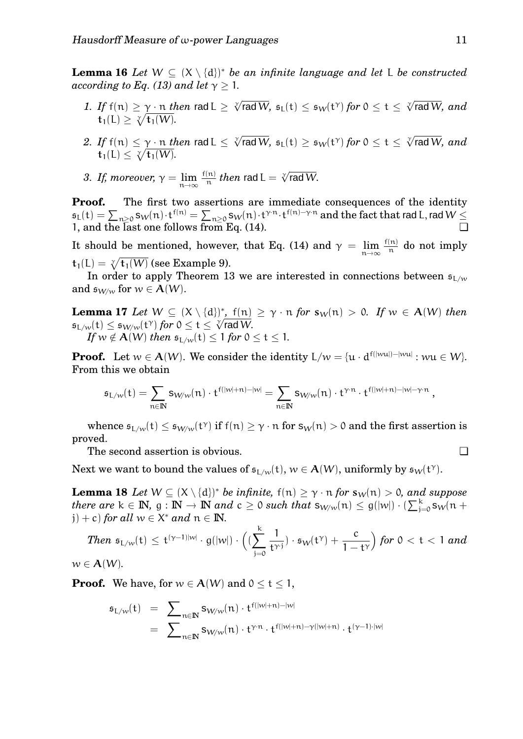**Lemma 16** *Let $W \subseteq (X \setminus \{d\})^*$ be an infinite language and let $L$ be constructed according to Eq. (13) and let $\gamma \geq 1$.*

1. *If $f(n) \geq \gamma \cdot n$ then $\operatorname{rad} L \geq \sqrt[\gamma]{\operatorname{rad} W}$, $\mathfrak{s}_L(t) \leq \mathfrak{s}_W(t^\gamma)$ for $0 \leq t \leq \sqrt[\gamma]{\operatorname{rad} W}$, and $\mathbf{t}_1(L) \geq \sqrt[\gamma]{\mathbf{t}_1(W)}$.*
2. *If $f(n) \leq \gamma \cdot n$ then $\operatorname{rad} L \leq \sqrt[\gamma]{\operatorname{rad} W}$, $\mathfrak{s}_L(t) \geq \mathfrak{s}_W(t^\gamma)$ for $0 \leq t \leq \sqrt[\gamma]{\operatorname{rad} W}$, and $\mathbf{t}_1(L) \leq \sqrt[\gamma]{\mathbf{t}_1(W)}$.*
3. *If, moreover, $\gamma = \lim\limits_{n\to\infty} \frac{f(n)}{n}$ then $\operatorname{rad} L = \sqrt[\gamma]{\operatorname{rad} W}$.*

**Proof.** The first two assertions are immediate consequences of the identity $\mathfrak{s}_L(t) = \sum_{n\geq 0} s_W(n) \cdot t^{f(n)} = \sum_{n\geq 0} s_W(n) \cdot t^{\gamma\cdot n} \cdot t^{f(n)-\gamma\cdot n}$ and the fact that $\operatorname{rad} L, \operatorname{rad} W \leq 1$, and the last one follows from Eq. (14). ❑

It should be mentioned, however, that Eq. (14) and $\gamma = \lim\limits_{n\to\infty} \frac{f(n)}{n}$ do not imply $\mathbf{t}_1(L) = \sqrt[\gamma]{\mathbf{t}_1(W)}$ (see Example 9).

In order to apply Theorem 13 we are interested in connections between $\mathfrak{s}_{L/w}$ and $\mathfrak{s}_{W/w}$ for $w \in \mathbf{A}(W)$.

**Lemma 17** *Let $W \subseteq (X \setminus \{d\})^*$, $f(n) \geq \gamma \cdot n$ for $s_W(n) > 0$. If $w \in \mathbf{A}(W)$ then $\mathfrak{s}_{L/w}(t) \leq \mathfrak{s}_{W/w}(t^\gamma)$ for $0 \leq t \leq \sqrt[\gamma]{\operatorname{rad} W}$.*

*If $w \notin \mathbf{A}(W)$ then $\mathfrak{s}_{L/w}(t) \leq 1$ for $0 \leq t \leq 1$.*

**Proof.** Let $w \in \mathbf{A}(W)$. We consider the identity $L/w = \{u \cdot d^{f(|wu|)-|wu|} : wu \in W\}$. From this we obtain

$$\mathfrak{s}_{L/w}(t) = \sum_{n\in\mathbb{N}} s_{W/w}(n) \cdot t^{f(|w|+n)-|w|} = \sum_{n\in\mathbb{N}} s_{W/w}(n) \cdot t^{\gamma\cdot n} \cdot t^{f(|w|+n)-|w|-\gamma\cdot n},$$

whence $\mathfrak{s}_{L/w}(t) \leq \mathfrak{s}_{W/w}(t^\gamma)$ if $f(n) \geq \gamma \cdot n$ for $s_W(n) > 0$ and the first assertion is proved.

The second assertion is obvious. ❑

Next we want to bound the values of $\mathfrak{s}_{L/w}(t)$, $w \in \mathbf{A}(W)$, uniformly by $\mathfrak{s}_W(t^\gamma)$.

**Lemma 18** *Let $W \subseteq (X \setminus \{d\})^*$ be infinite, $f(n) \geq \gamma \cdot n$ for $s_W(n) > 0$, and suppose there are $k \in \mathbb{N}$, $g : \mathbb{N} \to \mathbb{N}$ and $c \geq 0$ such that $s_{W/w}(n) \leq g(|w|) \cdot (\sum_{j=0}^{k} s_W(n+j) + c)$ for all $w \in X^*$ and $n \in \mathbb{N}$.*

*Then* $\mathfrak{s}_{L/w}(t) \leq t^{(\gamma-1)|w|} \cdot g(|w|) \cdot \Big( (\sum_{j=0}^{k} \frac{1}{t^{\gamma\cdot j}}) \cdot \mathfrak{s}_W(t^\gamma) + \frac{c}{1-t^\gamma} \Big)$ *for $0 < t < 1$ and $w \in \mathbf{A}(W)$.*

**Proof.** We have, for $w \in \mathbf{A}(W)$ and $0 \leq t \leq 1$,

$$\begin{aligned}
\mathfrak{s}_{L/w}(t) &= \sum\nolimits_{n\in\mathbb{N}} s_{W/w}(n) \cdot t^{f(|w|+n)-|w|} \\
&= \sum\nolimits_{n\in\mathbb{N}} s_{W/w}(n) \cdot t^{\gamma\cdot n} \cdot t^{f(|w|+n)-\gamma(|w|+n)} \cdot t^{(\gamma-1)\cdot|w|}
\end{aligned}$$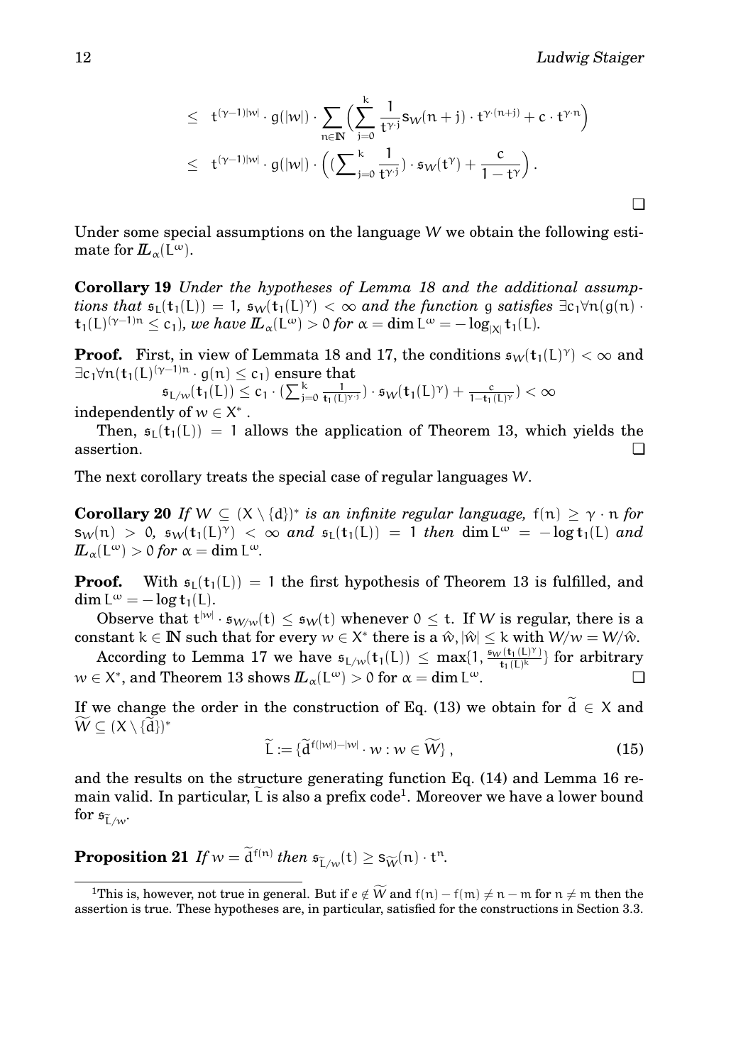$$
\begin{aligned}
&\leq \; t^{(\gamma-1)|w|} \cdot g(|w|) \cdot \sum_{n \in \mathbb{N}} \Big( \sum_{j=0}^{k} \frac{1}{t^{\gamma \cdot j}} s_W(n+j) \cdot t^{\gamma \cdot (n+j)} + c \cdot t^{\gamma \cdot n} \Big) \\
&\leq \; t^{(\gamma-1)|w|} \cdot g(|w|) \cdot \Big( \big(\sum\nolimits_{j=0}^{k} \frac{1}{t^{\gamma \cdot j}}\big) \cdot \mathfrak{s}_W(t^{\gamma}) + \frac{c}{1-t^{\gamma}} \Big) .
\end{aligned}
$$

❑

Under some special assumptions on the language $W$ we obtain the following estimate for $\mathbb{L}_\alpha(L^\omega)$.

**Corollary 19** *Under the hypotheses of Lemma 18 and the additional assumptions that $\mathfrak{s}_L(\mathbf{t}_1(L)) = 1$, $\mathfrak{s}_W(\mathbf{t}_1(L)^\gamma) < \infty$ and the function $g$ satisfies $\exists c_1 \forall n (g(n) \cdot \mathbf{t}_1(L)^{(\gamma-1)n} \leq c_1)$, we have $\mathbb{L}_\alpha(L^\omega) > 0$ for $\alpha = \dim L^\omega = -\log_{|X|} \mathbf{t}_1(L)$.*

**Proof.** First, in view of Lemmata 18 and 17, the conditions $\mathfrak{s}_W(\mathbf{t}_1(L)^\gamma) < \infty$ and $\exists c_1 \forall n (\mathbf{t}_1(L)^{(\gamma-1)n} \cdot g(n) \leq c_1)$ ensure that

$$
\mathfrak{s}_{L/w}(\mathbf{t}_1(L)) \leq c_1 \cdot \big(\sum\nolimits_{j=0}^{k} \tfrac{1}{\mathbf{t}_1(L)^{\gamma \cdot j}}\big) \cdot \mathfrak{s}_W(\mathbf{t}_1(L)^\gamma) + \tfrac{c}{1-\mathbf{t}_1(L)^\gamma}\big) < \infty
$$

independently of $w \in X^*$.

Then, $\mathfrak{s}_L(\mathbf{t}_1(L)) = 1$ allows the application of Theorem 13, which yields the assertion. ❑

The next corollary treats the special case of regular languages $W$.

**Corollary 20** *If $W \subseteq (X \setminus \{d\})^*$ is an infinite regular language, $f(n) \geq \gamma \cdot n$ for $s_W(n) > 0$, $\mathfrak{s}_W(\mathbf{t}_1(L)^\gamma) < \infty$ and $\mathfrak{s}_L(\mathbf{t}_1(L)) = 1$ then $\dim L^\omega = -\log \mathbf{t}_1(L)$ and $\mathbb{L}_\alpha(L^\omega) > 0$ for $\alpha = \dim L^\omega$.*

**Proof.** With $\mathfrak{s}_L(\mathbf{t}_1(L)) = 1$ the first hypothesis of Theorem 13 is fulfilled, and $\dim L^\omega = -\log \mathbf{t}_1(L)$.

Observe that $t^{|w|} \cdot \mathfrak{s}_{W/w}(t) \leq \mathfrak{s}_W(t)$ whenever $0 \leq t$. If $W$ is regular, there is a constant $k \in \mathbb{N}$ such that for every $w \in X^*$ there is a $\hat{w}, |\hat{w}| \leq k$ with $W/w = W/\hat{w}$.

According to Lemma 17 we have $\mathfrak{s}_{L/w}(\mathbf{t}_1(L)) \leq \max\{1, \frac{\mathfrak{s}_W(\mathbf{t}_1(L)^\gamma)}{\mathbf{t}_1(L)^k}\}$ for arbitrary $w \in X^*$, and Theorem 13 shows $\mathbb{L}_\alpha(L^\omega) > 0$ for $\alpha = \dim L^\omega$. ❑

If we change the order in the construction of Eq. (13) we obtain for $\widetilde{d} \in X$ and $\widetilde{W} \subseteq (X \setminus \{\widetilde{d}\})^*$

$$
\widetilde{L} := \{\widetilde{d}^{f(|w|)-|w|} \cdot w : w \in \widetilde{W}\} , \tag{15}
$$

and the results on the structure generating function Eq. (14) and Lemma 16 remain valid. In particular, $\widetilde{L}$ is also a prefix code[1]. Moreover we have a lower bound for $\mathfrak{s}_{\widetilde{L}/w}$.

**Proposition 21** *If $w = \widetilde{d}^{f(n)}$ then $\mathfrak{s}_{\widetilde{L}/w}(t) \geq s_{\widetilde{W}}(n) \cdot t^n$.*

---

[1] This is, however, not true in general. But if $e \notin \widetilde{W}$ and $f(n) - f(m) \neq n - m$ for $n \neq m$ then the assertion is true. These hypotheses are, in particular, satisfied for the constructions in Section 3.3.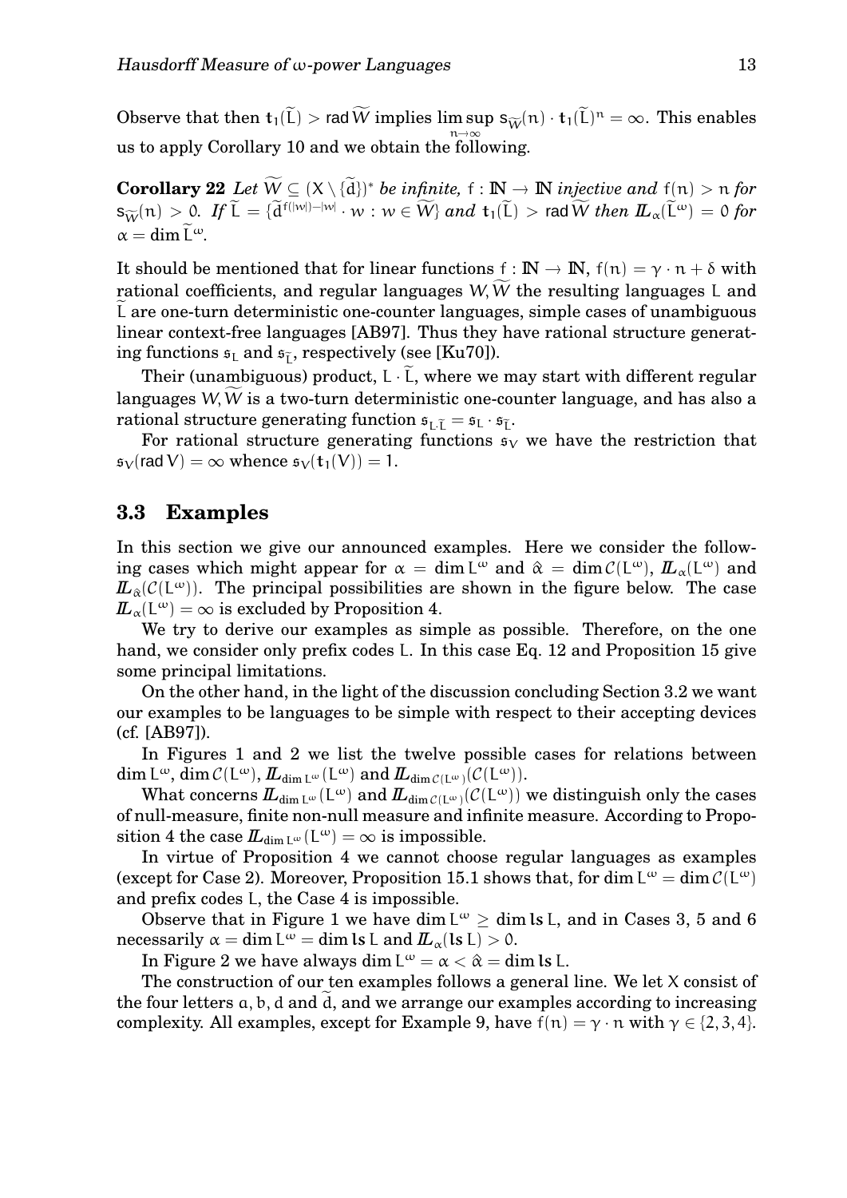Observe that then $\mathbf{t}_1(\widetilde{L}) > \operatorname{rad}\widetilde{W}$ implies $\limsup_{n\to\infty} \mathsf{s}_{\widetilde{W}}(n)\cdot \mathbf{t}_1(\widetilde{L})^n = \infty$. This enables us to apply Corollary 10 and we obtain the following.

**Corollary 22** *Let $\widetilde{W} \subseteq (X \setminus \{\widetilde{d}\})^*$ be infinite, $f : \mathbb{N} \to \mathbb{N}$ injective and $f(n) > n$ for $\mathsf{s}_{\widetilde{W}}(n) > 0$. If $\widetilde{L} = \{\widetilde{d}^{f(|w|)-|w|} \cdot w : w \in \widetilde{W}\}$ and $\mathbf{t}_1(\widetilde{L}) > \operatorname{rad}\widetilde{W}$ then $I\!L_\alpha(\widetilde{L}^\omega) = 0$ for $\alpha = \dim \widetilde{L}^\omega$.*

It should be mentioned that for linear functions $f : \mathbb{N} \to \mathbb{N}$, $f(n) = \gamma \cdot n + \delta$ with rational coefficients, and regular languages $W, \widetilde{W}$ the resulting languages $L$ and $\widetilde{L}$ are one-turn deterministic one-counter languages, simple cases of unambiguous linear context-free languages [AB97]. Thus they have rational structure generating functions $\mathfrak{s}_L$ and $\mathfrak{s}_{\widetilde{L}}$, respectively (see [Ku70]).

Their (unambiguous) product, $L \cdot \widetilde{L}$, where we may start with different regular languages $W, \widetilde{W}$ is a two-turn deterministic one-counter language, and has also a rational structure generating function $\mathfrak{s}_{L\cdot\widetilde{L}} = \mathfrak{s}_L \cdot \mathfrak{s}_{\widetilde{L}}$.

For rational structure generating functions $\mathfrak{s}_V$ we have the restriction that $\mathfrak{s}_V(\operatorname{rad} V) = \infty$ whence $\mathfrak{s}_V(\mathbf{t}_1(V)) = 1$.

## 3.3 Examples

In this section we give our announced examples. Here we consider the following cases which might appear for $\alpha = \dim L^\omega$ and $\hat{\alpha} = \dim \mathcal{C}(L^\omega)$, $I\!L_\alpha(L^\omega)$ and $I\!L_{\hat{\alpha}}(\mathcal{C}(L^\omega))$. The principal possibilities are shown in the figure below. The case $I\!L_\alpha(L^\omega) = \infty$ is excluded by Proposition 4.

We try to derive our examples as simple as possible. Therefore, on the one hand, we consider only prefix codes $L$. In this case Eq. 12 and Proposition 15 give some principal limitations.

On the other hand, in the light of the discussion concluding Section 3.2 we want our examples to be languages to be simple with respect to their accepting devices (cf. [AB97]).

In Figures 1 and 2 we list the twelve possible cases for relations between $\dim L^\omega$, $\dim \mathcal{C}(L^\omega)$, $I\!L_{\dim L^\omega}(L^\omega)$ and $I\!L_{\dim \mathcal{C}(L^\omega)}(\mathcal{C}(L^\omega))$.

What concerns $I\!L_{\dim L^\omega}(L^\omega)$ and $I\!L_{\dim \mathcal{C}(L^\omega)}(\mathcal{C}(L^\omega))$ we distinguish only the cases of null-measure, finite non-null measure and infinite measure. According to Proposition 4 the case $I\!L_{\dim L^\omega}(L^\omega) = \infty$ is impossible.

In virtue of Proposition 4 we cannot choose regular languages as examples (except for Case 2). Moreover, Proposition 15.1 shows that, for $\dim L^\omega = \dim \mathcal{C}(L^\omega)$ and prefix codes $L$, the Case 4 is impossible.

Observe that in Figure 1 we have $\dim L^\omega \geq \dim \mathbf{ls}\, L$, and in Cases 3, 5 and 6 necessarily $\alpha = \dim L^\omega = \dim \mathbf{ls}\, L$ and $I\!L_\alpha(\mathbf{ls}\, L) > 0$.

In Figure 2 we have always $\dim L^\omega = \alpha < \hat{\alpha} = \dim \mathbf{ls}\, L$.

The construction of our ten examples follows a general line. We let $X$ consist of the four letters $a, b, d$ and $\widetilde{d}$, and we arrange our examples according to increasing complexity. All examples, except for Example 9, have $f(n) = \gamma \cdot n$ with $\gamma \in \{2, 3, 4\}$.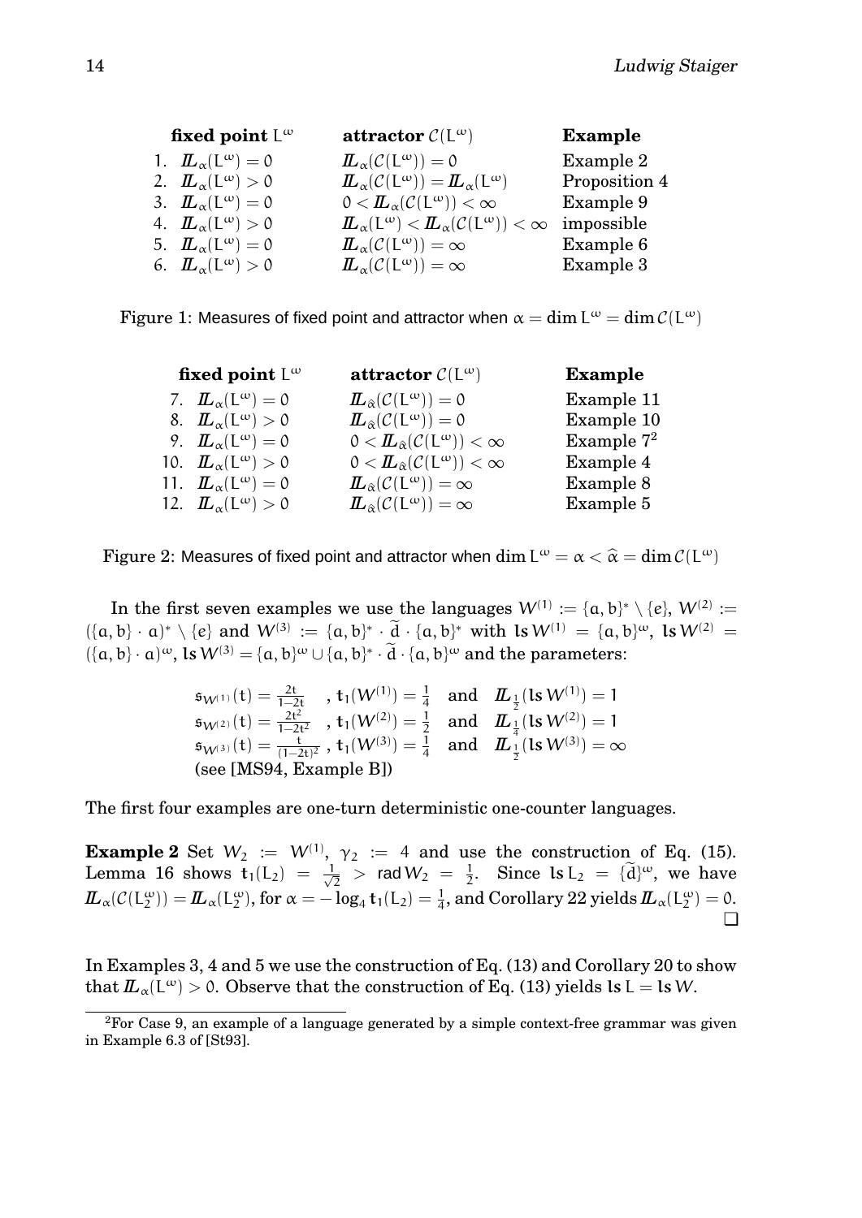| **fixed point** $L^\omega$ | **attractor** $\mathcal{C}(L^\omega)$ | **Example** |
|---|---|---|
| 1. $\mathbb{L}_\alpha(L^\omega) = 0$ | $\mathbb{L}_\alpha(\mathcal{C}(L^\omega)) = 0$ | Example 2 |
| 2. $\mathbb{L}_\alpha(L^\omega) > 0$ | $\mathbb{L}_\alpha(\mathcal{C}(L^\omega)) = \mathbb{L}_\alpha(L^\omega)$ | Proposition 4 |
| 3. $\mathbb{L}_\alpha(L^\omega) = 0$ | $0 < \mathbb{L}_\alpha(\mathcal{C}(L^\omega)) < \infty$ | Example 9 |
| 4. $\mathbb{L}_\alpha(L^\omega) > 0$ | $\mathbb{L}_\alpha(L^\omega) < \mathbb{L}_\alpha(\mathcal{C}(L^\omega)) < \infty$ | impossible |
| 5. $\mathbb{L}_\alpha(L^\omega) = 0$ | $\mathbb{L}_\alpha(\mathcal{C}(L^\omega)) = \infty$ | Example 6 |
| 6. $\mathbb{L}_\alpha(L^\omega) > 0$ | $\mathbb{L}_\alpha(\mathcal{C}(L^\omega)) = \infty$ | Example 3 |

Figure 1: Measures of fixed point and attractor when $\alpha = \dim L^\omega = \dim \mathcal{C}(L^\omega)$

| **fixed point** $L^\omega$ | **attractor** $\mathcal{C}(L^\omega)$ | **Example** |
|---|---|---|
| 7. $\mathbb{L}_\alpha(L^\omega) = 0$ | $\mathbb{L}_{\hat\alpha}(\mathcal{C}(L^\omega)) = 0$ | Example 11 |
| 8. $\mathbb{L}_\alpha(L^\omega) > 0$ | $\mathbb{L}_{\hat\alpha}(\mathcal{C}(L^\omega)) = 0$ | Example 10 |
| 9. $\mathbb{L}_\alpha(L^\omega) = 0$ | $0 < \mathbb{L}_{\hat\alpha}(\mathcal{C}(L^\omega)) < \infty$ | Example 7[2] |
| 10. $\mathbb{L}_\alpha(L^\omega) > 0$ | $0 < \mathbb{L}_{\hat\alpha}(\mathcal{C}(L^\omega)) < \infty$ | Example 4 |
| 11. $\mathbb{L}_\alpha(L^\omega) = 0$ | $\mathbb{L}_{\hat\alpha}(\mathcal{C}(L^\omega)) = \infty$ | Example 8 |
| 12. $\mathbb{L}_\alpha(L^\omega) > 0$ | $\mathbb{L}_{\hat\alpha}(\mathcal{C}(L^\omega)) = \infty$ | Example 5 |

Figure 2: Measures of fixed point and attractor when $\dim L^\omega = \alpha < \widehat{\alpha} = \dim \mathcal{C}(L^\omega)$

In the first seven examples we use the languages $W^{(1)} := \{a,b\}^* \setminus \{e\}$, $W^{(2)} := (\{a,b\}\cdot a)^* \setminus \{e\}$ and $W^{(3)} := \{a,b\}^* \cdot \widetilde{d} \cdot \{a,b\}^*$ with $\mathbf{ls}\, W^{(1)} = \{a,b\}^\omega$, $\mathbf{ls}\, W^{(2)} = (\{a,b\}\cdot a)^\omega$, $\mathbf{ls}\, W^{(3)} = \{a,b\}^\omega \cup \{a,b\}^* \cdot \widetilde{d} \cdot \{a,b\}^\omega$ and the parameters:

$$
\begin{array}{lll}
\mathfrak{s}_{W^{(1)}}(t) = \frac{2t}{1-2t} & , \mathbf{t}_1(W^{(1)}) = \frac{1}{4} & \text{and} \quad \mathbb{L}_{\frac{1}{2}}(\mathbf{ls}\, W^{(1)}) = 1 \\
\mathfrak{s}_{W^{(2)}}(t) = \frac{2t^2}{1-2t^2} & , \mathbf{t}_1(W^{(2)}) = \frac{1}{2} & \text{and} \quad \mathbb{L}_{\frac{1}{4}}(\mathbf{ls}\, W^{(2)}) = 1 \\
\mathfrak{s}_{W^{(3)}}(t) = \frac{t}{(1-2t)^2} & , \mathbf{t}_1(W^{(3)}) = \frac{1}{4} & \text{and} \quad \mathbb{L}_{\frac{1}{2}}(\mathbf{ls}\, W^{(3)}) = \infty
\end{array}
$$

(see [MS94, Example B])

The first four examples are one-turn deterministic one-counter languages.

**Example 2** Set $W_2 := W^{(1)}$, $\gamma_2 := 4$ and use the construction of Eq. (15). Lemma 16 shows $\mathbf{t}_1(L_2) = \frac{1}{\sqrt{2}} > \mathsf{rad}\, W_2 = \frac{1}{2}$. Since $\mathbf{ls}\, L_2 = \{\widetilde{d}\}^\omega$, we have $\mathbb{L}_\alpha(\mathcal{C}(L_2^\omega)) = \mathbb{L}_\alpha(L_2^\omega)$, for $\alpha = -\log_4 \mathbf{t}_1(L_2) = \frac{1}{4}$, and Corollary 22 yields $\mathbb{L}_\alpha(L_2^\omega) = 0$. ❑

In Examples 3, 4 and 5 we use the construction of Eq. (13) and Corollary 20 to show that $\mathbb{L}_\alpha(L^\omega) > 0$. Observe that the construction of Eq. (13) yields $\mathbf{ls}\, L = \mathbf{ls}\, W$.

[2] For Case 9, an example of a language generated by a simple context-free grammar was given in Example 6.3 of [St93].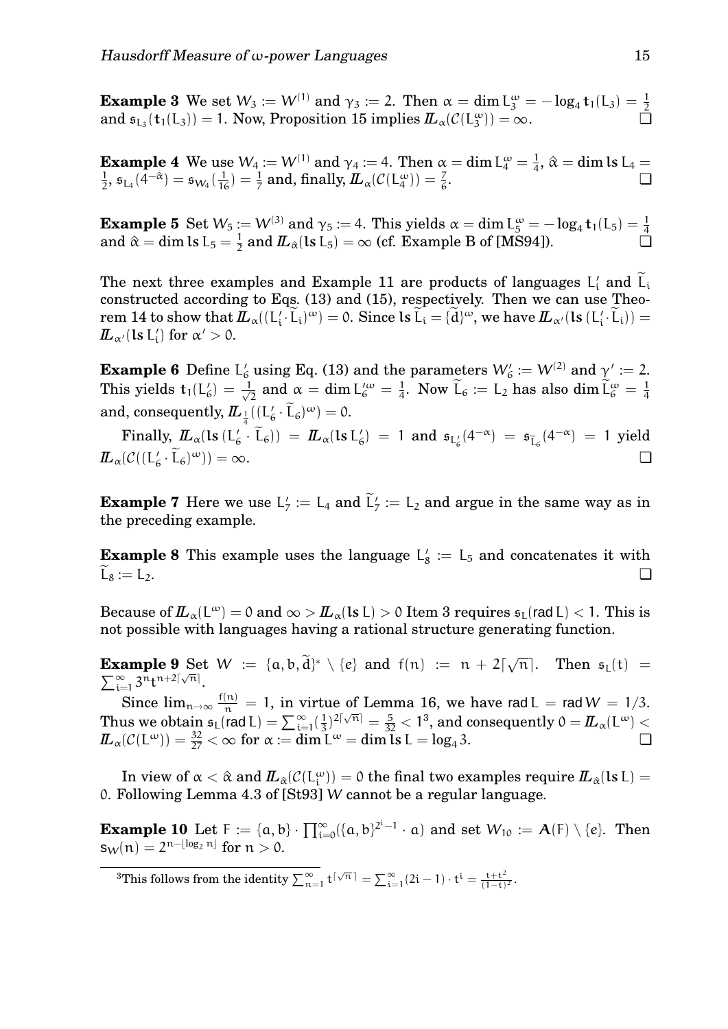**Example 3** We set $W_3 := W^{(1)}$ and $\gamma_3 := 2$. Then $\alpha = \dim L_3^\omega = -\log_4 \mathbf{t}_1(L_3) = \frac{1}{2}$ and $\mathfrak{s}_{L_3}(\mathbf{t}_1(L_3)) = 1$. Now, Proposition 15 implies $I\!\!L_\alpha(\mathcal{C}(L_3^\omega)) = \infty$. ❑

**Example 4** We use $W_4 := W^{(1)}$ and $\gamma_4 := 4$. Then $\alpha = \dim L_4^\omega = \frac{1}{4}$, $\hat{\alpha} = \dim \mathbf{ls}\, L_4 = \frac{1}{2}$, $\mathfrak{s}_{L_4}(4^{-\hat{\alpha}}) = \mathfrak{s}_{W_4}(\frac{1}{16}) = \frac{1}{7}$ and, finally, $I\!\!L_\alpha(\mathcal{C}(L_4^\omega)) = \frac{7}{6}$. ❑

**Example 5** Set $W_5 := W^{(3)}$ and $\gamma_5 := 4$. This yields $\alpha = \dim L_5^\omega = -\log_4 \mathbf{t}_1(L_5) = \frac{1}{4}$ and $\hat{\alpha} = \dim \mathbf{ls}\, L_5 = \frac{1}{2}$ and $I\!\!L_{\hat{\alpha}}(\mathbf{ls}\, L_5) = \infty$ (cf. Example B of [MS94]). ❑

The next three examples and Example 11 are products of languages $L_i'$ and $\widetilde{L}_i$ constructed according to Eqs. (13) and (15), respectively. Then we can use Theorem 14 to show that $I\!\!L_\alpha((L_i' \cdot \widetilde{L}_i)^\omega) = 0$. Since $\mathbf{ls}\, \widetilde{L}_i = \{\widetilde{d}\}^\omega$, we have $I\!\!L_{\alpha'}(\mathbf{ls}\,(L_i' \cdot \widetilde{L}_i)) = I\!\!L_{\alpha'}(\mathbf{ls}\, L_i')$ for $\alpha' > 0$.

**Example 6** Define $L_6'$ using Eq. (13) and the parameters $W_6' := W^{(2)}$ and $\gamma' := 2$. This yields $\mathbf{t}_1(L_6') = \frac{1}{\sqrt{2}}$ and $\alpha = \dim L_6'^\omega = \frac{1}{4}$. Now $\widetilde{L}_6 := L_2$ has also $\dim \widetilde{L}_6^\omega = \frac{1}{4}$ and, consequently, $I\!\!L_{\frac{1}{4}}((L_6' \cdot \widetilde{L}_6)^\omega) = 0$.

Finally, $I\!\!L_\alpha(\mathbf{ls}\,(L_6' \cdot \widetilde{L}_6)) = I\!\!L_\alpha(\mathbf{ls}\, L_6') = 1$ and $\mathfrak{s}_{L_6'}(4^{-\alpha}) = \mathfrak{s}_{\widetilde{L}_6}(4^{-\alpha}) = 1$ yield $I\!\!L_\alpha(\mathcal{C}((L_6' \cdot \widetilde{L}_6)^\omega)) = \infty$. ❑

**Example 7** Here we use $L_7' := L_4$ and $\widetilde{L}_7' := L_2$ and argue in the same way as in the preceding example.

**Example 8** This example uses the language $L_8' := L_5$ and concatenates it with $\widetilde{L}_8 := L_2$. ❑

Because of $I\!\!L_\alpha(L^\omega) = 0$ and $\infty > I\!\!L_\alpha(\mathbf{ls}\, L) > 0$ Item 3 requires $\mathfrak{s}_L(\mathsf{rad}\, L) < 1$. This is not possible with languages having a rational structure generating function.

**Example 9** Set $W := \{a, b, \widetilde{d}\}^* \setminus \{e\}$ and $f(n) := n + 2\lceil\sqrt{n}\rceil$. Then $\mathfrak{s}_L(t) = \sum_{i=1}^\infty 3^n t^{n+2\lceil\sqrt{n}\rceil}$.

Since $\lim_{n\to\infty} \frac{f(n)}{n} = 1$, in virtue of Lemma 16, we have $\mathsf{rad}\, L = \mathsf{rad}\, W = 1/3$. Thus we obtain $\mathfrak{s}_L(\mathsf{rad}\, L) = \sum_{i=1}^\infty (\frac{1}{3})^{2\lceil\sqrt{n}\rceil} = \frac{5}{32} < 1$[3], and consequently $0 = I\!\!L_\alpha(L^\omega) < I\!\!L_\alpha(\mathcal{C}(L^\omega)) = \frac{32}{27} < \infty$ for $\alpha := \dim L^\omega = \dim \mathbf{ls}\, L = \log_4 3$. ❑

In view of $\alpha < \hat{\alpha}$ and $I\!\!L_{\hat{\alpha}}(\mathcal{C}(L_i^\omega)) = 0$ the final two examples require $I\!\!L_{\hat{\alpha}}(\mathbf{ls}\, L) = 0$. Following Lemma 4.3 of [St93] $W$ cannot be a regular language.

**Example 10** Let $F := \{a, b\} \cdot \prod_{i=0}^\infty (\{a, b\}^{2^i - 1} \cdot a)$ and set $W_{10} := \mathbf{A}(F) \setminus \{e\}$. Then $s_W(n) = 2^{n - \lfloor \log_2 n \rfloor}$ for $n > 0$.

[3]This follows from the identity $\sum_{n=1}^\infty t^{\lceil\sqrt{n}\rceil} = \sum_{i=1}^\infty (2i-1) \cdot t^i = \frac{t+t^2}{(1-t)^2}$.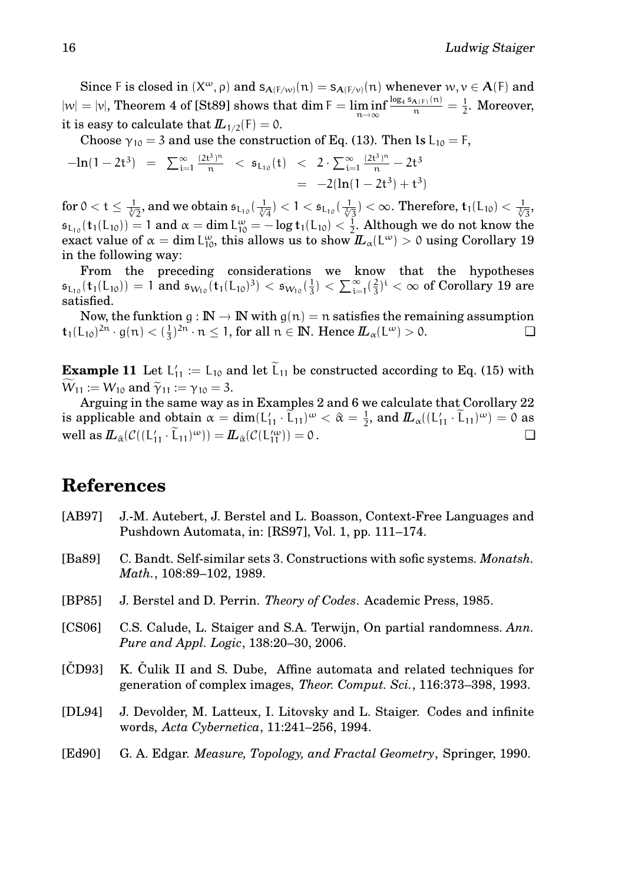Since $F$ is closed in $(X^\omega, \rho)$ and $s_{\mathbf{A}(F/w)}(n) = s_{\mathbf{A}(F/v)}(n)$ whenever $w, v \in \mathbf{A}(F)$ and $|w| = |v|$, Theorem 4 of [St89] shows that $\dim F = \liminf_{n\to\infty} \frac{\log_4 s_{\mathbf{A}(F)}(n)}{n} = \frac{1}{2}$. Moreover, it is easy to calculate that $\mathbb{L}_{1/2}(F) = 0$.

Choose $\gamma_{10} = 3$ and use the construction of Eq. (13). Then $\mathbf{ls}\, L_{10} = F$,

$$
\begin{aligned}
-\ln(1-2t^3) &= \sum_{i=1}^{\infty} \frac{(2t^3)^n}{n} < \mathfrak{s}_{L_{10}}(t) < 2\cdot\sum_{i=1}^{\infty} \frac{(2t^3)^n}{n} - 2t^3 \\
&= -2(\ln(1-2t^3) + t^3)
\end{aligned}
$$

for $0 < t \leq \frac{1}{\sqrt[3]{2}}$, and we obtain $\mathfrak{s}_{L_{10}}(\frac{1}{\sqrt[3]{4}}) < 1 < \mathfrak{s}_{L_{10}}(\frac{1}{\sqrt[3]{3}}) < \infty$. Therefore, $\mathbf{t}_1(L_{10}) < \frac{1}{\sqrt[3]{3}}$, $\mathfrak{s}_{L_{10}}(\mathbf{t}_1(L_{10})) = 1$ and $\alpha = \dim L_{10}^\omega = -\log \mathbf{t}_1(L_{10}) < \frac{1}{2}$. Although we do not know the exact value of $\alpha = \dim L_{10}^\omega$, this allows us to show $\mathbb{L}_\alpha(L^\omega) > 0$ using Corollary 19 in the following way:

From the preceding considerations we know that the hypotheses $\mathfrak{s}_{L_{10}}(\mathbf{t}_1(L_{10})) = 1$ and $\mathfrak{s}_{W_{10}}(\mathbf{t}_1(L_{10})^3) < \mathfrak{s}_{W_{10}}(\frac{1}{3}) < \sum_{i=1}^{\infty}(\frac{2}{3})^i < \infty$ of Corollary 19 are satisfied.

Now, the funktion $g : \mathbb{N} \to \mathbb{N}$ with $g(n) = n$ satisfies the remaining assumption $\mathbf{t}_1(L_{10})^{2n} \cdot g(n) < (\frac{1}{3})^{2n} \cdot n \leq 1$, for all $n \in \mathbb{N}$. Hence $\mathbb{L}_\alpha(L^\omega) > 0$. ❑

**Example 11** Let $L_{11}' := L_{10}$ and let $\widetilde{L}_{11}$ be constructed according to Eq. (15) with $\widetilde{W}_{11} := W_{10}$ and $\widetilde{\gamma}_{11} := \gamma_{10} = 3$.

Arguing in the same way as in Examples 2 and 6 we calculate that Corollary 22 is applicable and obtain $\alpha = \dim(L_{11}' \cdot \widetilde{L}_{11})^\omega < \hat{\alpha} = \frac{1}{2}$, and $\mathbb{L}_\alpha((L_{11}' \cdot \widetilde{L}_{11})^\omega) = 0$ as well as $\mathbb{L}_{\hat{\alpha}}(\mathcal{C}((L_{11}' \cdot \widetilde{L}_{11})^\omega)) = \mathbb{L}_{\hat{\alpha}}(\mathcal{C}(L_{11}'^\omega)) = 0$. ❑

# References

[AB97] J.-M. Autebert, J. Berstel and L. Boasson, Context-Free Languages and Pushdown Automata, in: [RS97], Vol. 1, pp. 111–174.

[Ba89] C. Bandt. Self-similar sets 3. Constructions with sofic systems. *Monatsh. Math.*, 108:89–102, 1989.

[BP85] J. Berstel and D. Perrin. *Theory of Codes*. Academic Press, 1985.

[CS06] C.S. Calude, L. Staiger and S.A. Terwijn, On partial randomness. *Ann. Pure and Appl. Logic*, 138:20–30, 2006.

[ČD93] K. Čulik II and S. Dube, Affine automata and related techniques for generation of complex images, *Theor. Comput. Sci.*, 116:373–398, 1993.

[DL94] J. Devolder, M. Latteux, I. Litovsky and L. Staiger. Codes and infinite words, *Acta Cybernetica*, 11:241–256, 1994.

[Ed90] G. A. Edgar. *Measure, Topology, and Fractal Geometry*, Springer, 1990.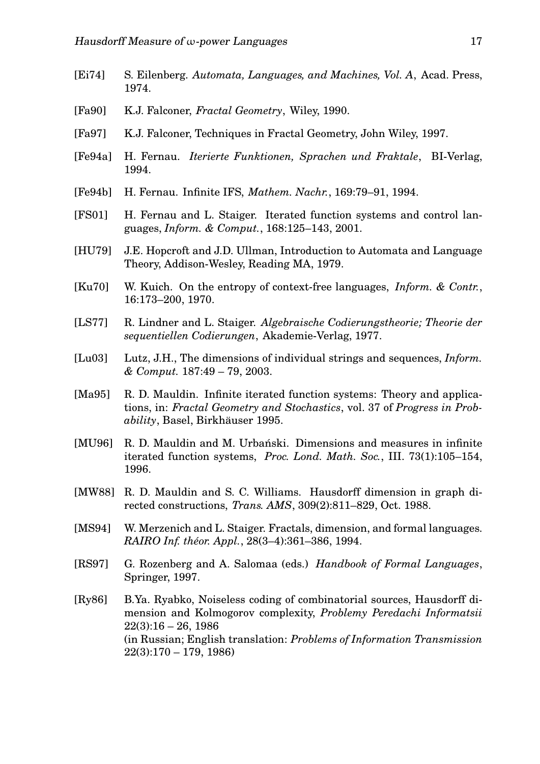[Ei74] S. Eilenberg. *Automata, Languages, and Machines, Vol. A*, Acad. Press, 1974.

[Fa90] K.J. Falconer, *Fractal Geometry*, Wiley, 1990.

[Fa97] K.J. Falconer, Techniques in Fractal Geometry, John Wiley, 1997.

[Fe94a] H. Fernau. *Iterierte Funktionen, Sprachen und Fraktale*, BI-Verlag, 1994.

[Fe94b] H. Fernau. Infinite IFS, *Mathem. Nachr.*, 169:79–91, 1994.

[FS01] H. Fernau and L. Staiger. Iterated function systems and control languages, *Inform. & Comput.*, 168:125–143, 2001.

[HU79] J.E. Hopcroft and J.D. Ullman, Introduction to Automata and Language Theory, Addison-Wesley, Reading MA, 1979.

[Ku70] W. Kuich. On the entropy of context-free languages, *Inform. & Contr.*, 16:173–200, 1970.

[LS77] R. Lindner and L. Staiger. *Algebraische Codierungstheorie; Theorie der sequentiellen Codierungen*, Akademie-Verlag, 1977.

[Lu03] Lutz, J.H., The dimensions of individual strings and sequences, *Inform. & Comput.* 187:49 – 79, 2003.

[Ma95] R. D. Mauldin. Infinite iterated function systems: Theory and applications, in: *Fractal Geometry and Stochastics*, vol. 37 of *Progress in Probability*, Basel, Birkhäuser 1995.

[MU96] R. D. Mauldin and M. Urbański. Dimensions and measures in infinite iterated function systems, *Proc. Lond. Math. Soc.*, III. 73(1):105–154, 1996.

[MW88] R. D. Mauldin and S. C. Williams. Hausdorff dimension in graph directed constructions, *Trans. AMS*, 309(2):811–829, Oct. 1988.

[MS94] W. Merzenich and L. Staiger. Fractals, dimension, and formal languages. *RAIRO Inf. théor. Appl.*, 28(3–4):361–386, 1994.

[RS97] G. Rozenberg and A. Salomaa (eds.) *Handbook of Formal Languages*, Springer, 1997.

[Ry86] B.Ya. Ryabko, Noiseless coding of combinatorial sources, Hausdorff dimension and Kolmogorov complexity, *Problemy Peredachi Informatsii* 22(3):16 – 26, 1986
(in Russian; English translation: *Problems of Information Transmission* 22(3):170 – 179, 1986)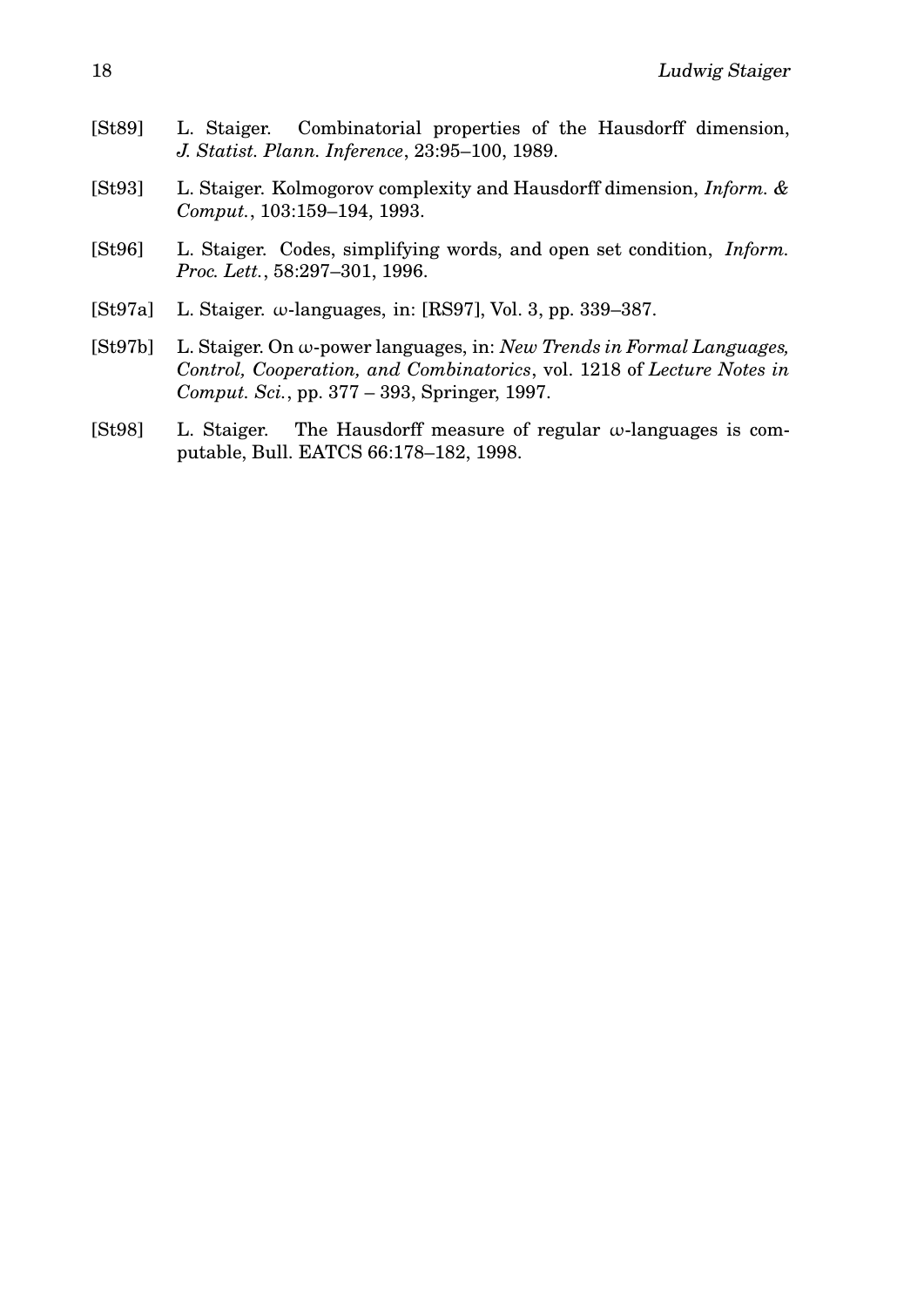[St89] L. Staiger. Combinatorial properties of the Hausdorff dimension, *J. Statist. Plann. Inference*, 23:95–100, 1989.

[St93] L. Staiger. Kolmogorov complexity and Hausdorff dimension, *Inform. & Comput.*, 103:159–194, 1993.

[St96] L. Staiger. Codes, simplifying words, and open set condition, *Inform. Proc. Lett.*, 58:297–301, 1996.

[St97a] L. Staiger. $\omega$-languages, in: [RS97], Vol. 3, pp. 339–387.

[St97b] L. Staiger. On $\omega$-power languages, in: *New Trends in Formal Languages, Control, Cooperation, and Combinatorics*, vol. 1218 of *Lecture Notes in Comput. Sci.*, pp. 377 – 393, Springer, 1997.

[St98] L. Staiger. The Hausdorff measure of regular $\omega$-languages is computable, Bull. EATCS 66:178–182, 1998.